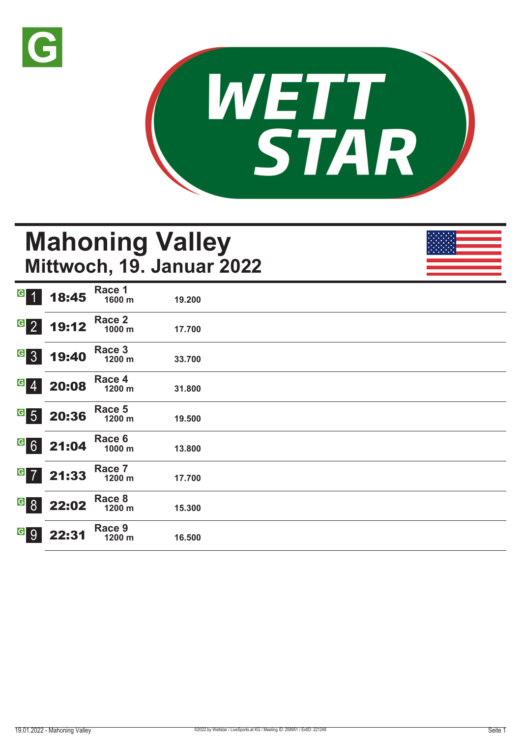# Mahoning Valley

## Mittwoch, 19. Januar 2022

| Race | Time | Name | Distance | Prize |
|---|---|---|---|---|
| 1 | 18:45 | Race 1 | 1600 m | 19.200 |
| 2 | 19:12 | Race 2 | 1000 m | 17.700 |
| 3 | 19:40 | Race 3 | 1200 m | 33.700 |
| 4 | 20:08 | Race 4 | 1200 m | 31.800 |
| 5 | 20:36 | Race 5 | 1200 m | 19.500 |
| 6 | 21:04 | Race 6 | 1000 m | 13.800 |
| 7 | 21:33 | Race 7 | 1200 m | 17.700 |
| 8 | 22:02 | Race 8 | 1200 m | 15.300 |
| 9 | 22:31 | Race 9 | 1200 m | 16.500 |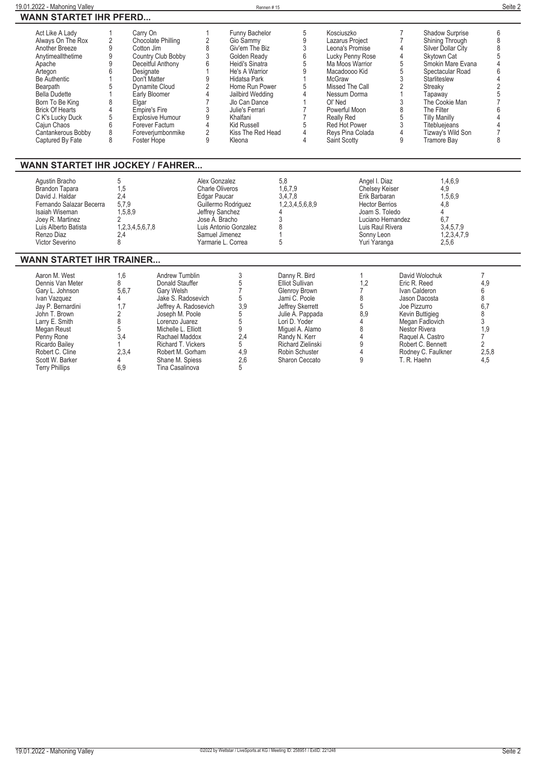## WANN STARTET IHR PFERD...

| Pferd | Rennen | Pferd | Rennen | Pferd | Rennen | Pferd | Rennen | Pferd | Rennen |
|---|---|---|---|---|---|---|---|---|---|
| Act Like A Lady | 1 | Carry On | 1 | Funny Bachelor | 5 | Kosciuszko | 7 | Shadow Surprise | 6 |
| Always On The Rox | 2 | Chocolate Philling | 2 | Gio Sammy | 9 | Lazarus Project | 7 | Shining Through | 8 |
| Another Breeze | 9 | Cotton Jim | 8 | Giv'em The Biz | 3 | Leona's Promise | 4 | Silver Dollar City | 8 |
| Anytimeallthetime | 9 | Country Club Bobby | 3 | Golden Ready | 6 | Lucky Penny Rose | 4 | Skytown Cat | 5 |
| Apache | 9 | Deceitful Anthony | 6 | Heidi's Sinatra | 5 | Ma Moos Warrior | 5 | Smokin Mare Evana | 4 |
| Artegon | 6 | Designate | 1 | He's A Warrior | 9 | Macadoooo Kid | 5 | Spectacular Road | 6 |
| Be Authentic | 1 | Don't Matter | 9 | Hidatsa Park | 1 | McGraw | 3 | Starliteslew | 4 |
| Bearpath | 5 | Dynamite Cloud | 2 | Home Run Power | 5 | Missed The Call | 2 | Streaky | 2 |
| Bella Dudette | 1 | Early Bloomer | 4 | Jailbird Wedding | 4 | Nessum Dorma | 1 | Tapaway | 5 |
| Born To Be King | 8 | Elgar | 7 | Jlo Can Dance | 1 | Ol' Ned | 3 | The Cookie Man | 7 |
| Brick Of Hearts | 4 | Empire's Fire | 3 | Julie's Ferrari | 7 | Powerful Moon | 8 | The Filter | 6 |
| C K's Lucky Duck | 5 | Explosive Humour | 9 | Khalfani | 7 | Really Red | 5 | Tilly Manilly | 4 |
| Cajun Chaos | 6 | Forever Factum | 4 | Kid Russell | 5 | Red Hot Power | 3 | Titebluejeans | 4 |
| Cantankerous Bobby | 8 | Foreverjumbonmike | 2 | Kiss The Red Head | 4 | Reys Pina Colada | 4 | Tizway's Wild Son | 7 |
| Captured By Fate | 8 | Foster Hope | 9 | Kleona | 4 | Saint Scotty | 9 | Tramore Bay | 8 |

## WANN STARTET IHR JOCKEY / FAHRER...

| Jockey | Rennen | Jockey | Rennen | Jockey | Rennen |
|---|---|---|---|---|---|
| Agustin Bracho | 5 | Alex Gonzalez | 5,8 | Angel I. Diaz | 1,4,6,9 |
| Brandon Tapara | 1,5 | Charle Oliveros | 1,6,7,9 | Chelsey Keiser | 4,9 |
| David J. Haldar | 2,4 | Edgar Paucar | 3,4,7,8 | Erik Barbaran | 1,5,6,9 |
| Fernando Salazar Becerra | 5,7,9 | Guillermo Rodriguez | 1,2,3,4,5,6,8,9 | Hector Berrios | 4,8 |
| Isaiah Wiseman | 1,5,8,9 | Jeffrey Sanchez | 4 | Joam S. Toledo | 4 |
| Joey R. Martinez | 2 | Jose A. Bracho | 3 | Luciano Hernandez | 6,7 |
| Luis Alberto Batista | 1,2,3,4,5,6,7,8 | Luis Antonio Gonzalez | 8 | Luis Raul Rivera | 3,4,5,7,9 |
| Renzo Diaz | 2,4 | Samuel Jimenez | 1 | Sonny Leon | 1,2,3,4,7,9 |
| Victor Severino | 8 | Yarmarie L. Correa | 5 | Yuri Yaranga | 2,5,6 |

## WANN STARTET IHR TRAINER...

| Trainer | Rennen | Trainer | Rennen | Trainer | Rennen | Trainer | Rennen |
|---|---|---|---|---|---|---|---|
| Aaron M. West | 1,6 | Andrew Tumblin | 3 | Danny R. Bird | 1 | David Wolochuk | 7 |
| Dennis Van Meter | 8 | Donald Stauffer | 5 | Elliot Sullivan | 1,2 | Eric R. Reed | 4,9 |
| Gary L. Johnson | 5,6,7 | Gary Welsh | 7 | Glenroy Brown | 7 | Ivan Calderon | 6 |
| Ivan Vazquez | 4 | Jake S. Radosevich | 5 | Jami C. Poole | 8 | Jason Dacosta | 8 |
| Jay P. Bernardini | 1,7 | Jeffrey A. Radosevich | 3,9 | Jeffrey Skerrett | 5 | Joe Pizzurro | 6,7 |
| John T. Brown | 2 | Joseph M. Poole | 5 | Julie A. Pappada | 8,9 | Kevin Buttigieg | 8 |
| Larry E. Smith | 8 | Lorenzo Juarez | 5 | Lori D. Yoder | 4 | Megan Fadlovich | 3 |
| Megan Reust | 5 | Michelle L. Elliott | 9 | Miguel A. Alamo | 8 | Nestor Rivera | 1,9 |
| Penny Rone | 3,4 | Rachael Maddox | 2,4 | Randy N. Kerr | 4 | Raquel A. Castro | 7 |
| Ricardo Bailey | 1 | Richard T. Vickers | 5 | Richard Zielinski | 9 | Robert C. Bennett | 2 |
| Robert C. Cline | 2,3,4 | Robert M. Gorham | 4,9 | Robin Schuster | 4 | Rodney C. Faulkner | 2,5,8 |
| Scott W. Barker | 4 | Shane M. Spiess | 2,6 | Sharon Ceccato | 9 | T. R. Haehn | 4,5 |
| Terry Phillips | 6,9 | Tina Casalinova | 5 | | | | |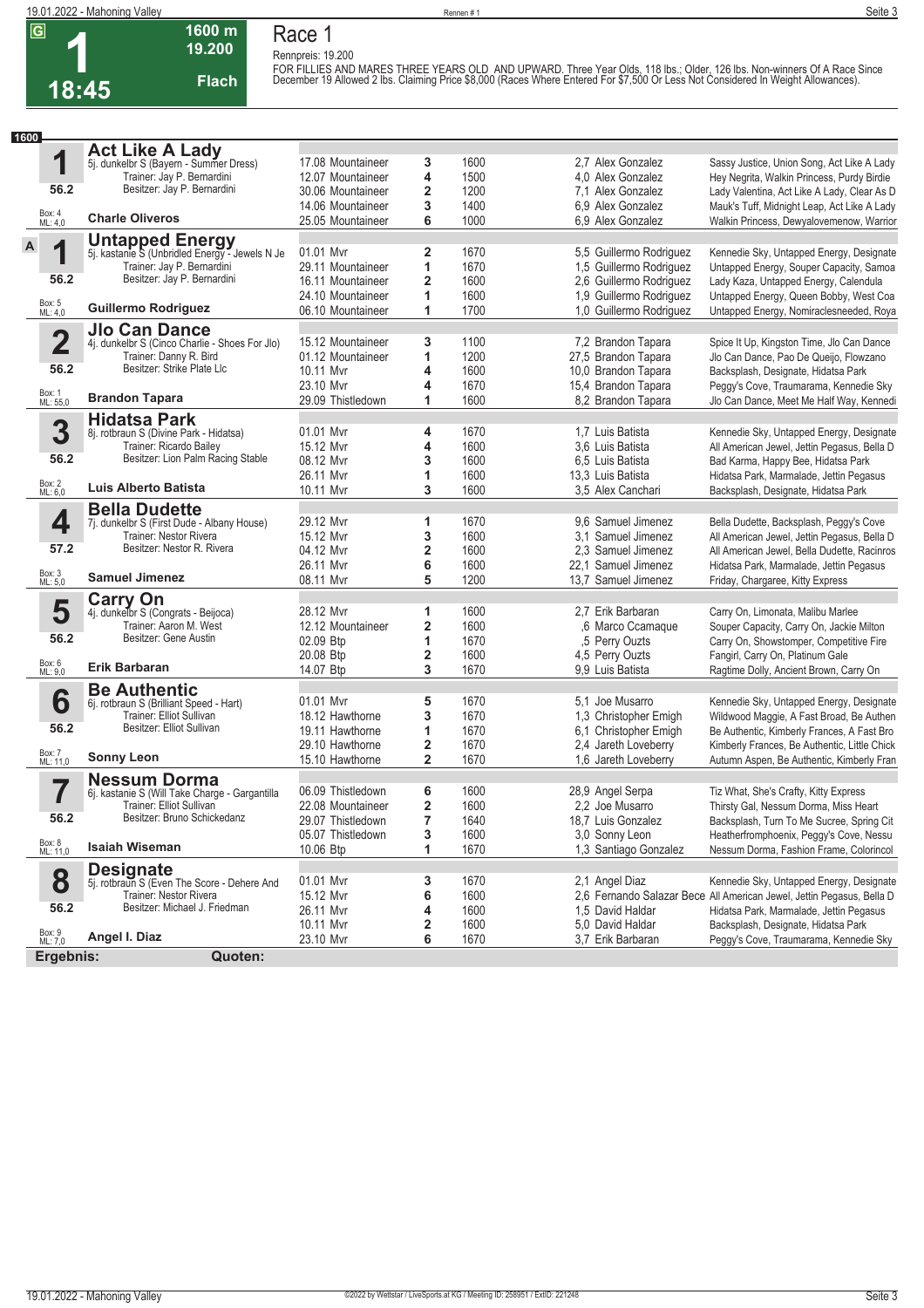# Race 1

**G** **1** 18:45 — 1600 m — 19.200 — Flach

Rennpreis: 19.200

FOR FILLIES AND MARES THREE YEARS OLD AND UPWARD. Three Year Olds, 118 lbs.; Older, 126 lbs. Non-winners Of A Race Since December 19 Allowed 2 lbs. Claiming Price $8,000 (Races Where Entered For $7,500 Or Less Not Considered In Weight Allowances).

**1600**

## 1 Act Like A Lady
5j. dunkelbr S (Bayern - Summer Dress)
Trainer: Jay P. Bernardini
Besitzer: Jay P. Bernardini
56.2 — Box: 4 — ML: 4,0
**Charle Oliveros**

| Datum | Bahn | Pl. | Distanz | Quote | Jockey | Einlauf |
|---|---|---|---|---|---|---|
| 17.08 | Mountaineer | 3 | 1600 | 2,7 | Alex Gonzalez | Sassy Justice, Union Song, Act Like A Lady |
| 12.07 | Mountaineer | 4 | 1500 | 4,0 | Alex Gonzalez | Hey Negrita, Walkin Princess, Purdy Birdie |
| 30.06 | Mountaineer | 2 | 1200 | 7,1 | Alex Gonzalez | Lady Valentina, Act Like A Lady, Clear As D |
| 14.06 | Mountaineer | 3 | 1400 | 6,9 | Alex Gonzalez | Mauk's Tuff, Midnight Leap, Act Like A Lady |
| 25.05 | Mountaineer | 6 | 1000 | 6,9 | Alex Gonzalez | Walkin Princess, Dewyalovemenow, Warrior |

## A 1 Untapped Energy
5j. kastanie S (Unbridled Energy - Jewels N Je
Trainer: Jay P. Bernardini
Besitzer: Jay P. Bernardini
56.2 — Box: 5 — ML: 4,0
**Guillermo Rodriguez**

| Datum | Bahn | Pl. | Distanz | Quote | Jockey | Einlauf |
|---|---|---|---|---|---|---|
| 01.01 | Mvr | 2 | 1670 | 5,5 | Guillermo Rodriguez | Kennedie Sky, Untapped Energy, Designate |
| 29.11 | Mountaineer | 1 | 1670 | 1,5 | Guillermo Rodriguez | Untapped Energy, Souper Capacity, Samoa |
| 16.11 | Mountaineer | 2 | 1600 | 2,6 | Guillermo Rodriguez | Lady Kaza, Untapped Energy, Calendula |
| 24.10 | Mountaineer | 1 | 1600 | 1,9 | Guillermo Rodriguez | Untapped Energy, Queen Bobby, West Coa |
| 06.10 | Mountaineer | 1 | 1700 | 1,0 | Guillermo Rodriguez | Untapped Energy, Nomiraclesneeded, Roya |

## 2 Jlo Can Dance
4j. dunkelbr S (Cinco Charlie - Shoes For Jlo)
Trainer: Danny R. Bird
Besitzer: Strike Plate Llc
56.2 — Box: 1 — ML: 55,0
**Brandon Tapara**

| Datum | Bahn | Pl. | Distanz | Quote | Jockey | Einlauf |
|---|---|---|---|---|---|---|
| 15.12 | Mountaineer | 3 | 1100 | 7,2 | Brandon Tapara | Spice It Up, Kingston Time, Jlo Can Dance |
| 01.12 | Mountaineer | 1 | 1200 | 27,5 | Brandon Tapara | Jlo Can Dance, Pao De Queijo, Flowzano |
| 10.11 | Mvr | 4 | 1600 | 10,0 | Brandon Tapara | Backsplash, Designate, Hidatsa Park |
| 23.10 | Mvr | 4 | 1670 | 15,4 | Brandon Tapara | Peggy's Cove, Traumarama, Kennedie Sky |
| 29.09 | Thistledown | 1 | 1600 | 8,2 | Brandon Tapara | Jlo Can Dance, Meet Me Half Way, Kennedi |

## 3 Hidatsa Park
8j. rotbraun S (Divine Park - Hidatsa)
Trainer: Ricardo Bailey
Besitzer: Lion Palm Racing Stable
56.2 — Box: 2 — ML: 6,0
**Luis Alberto Batista**

| Datum | Bahn | Pl. | Distanz | Quote | Jockey | Einlauf |
|---|---|---|---|---|---|---|
| 01.01 | Mvr | 4 | 1670 | 1,7 | Luis Batista | Kennedie Sky, Untapped Energy, Designate |
| 15.12 | Mvr | 4 | 1600 | 3,6 | Luis Batista | All American Jewel, Jettin Pegasus, Bella D |
| 08.12 | Mvr | 3 | 1600 | 6,5 | Luis Batista | Bad Karma, Happy Bee, Hidatsa Park |
| 26.11 | Mvr | 1 | 1600 | 13,3 | Luis Batista | Hidatsa Park, Marmalade, Jettin Pegasus |
| 10.11 | Mvr | 3 | 1600 | 3,5 | Alex Canchari | Backsplash, Designate, Hidatsa Park |

## 4 Bella Dudette
7j. dunkelbr S (First Dude - Albany House)
Trainer: Nestor Rivera
Besitzer: Nestor R. Rivera
57.2 — Box: 3 — ML: 5,0
**Samuel Jimenez**

| Datum | Bahn | Pl. | Distanz | Quote | Jockey | Einlauf |
|---|---|---|---|---|---|---|
| 29.12 | Mvr | 1 | 1670 | 9,6 | Samuel Jimenez | Bella Dudette, Backsplash, Peggy's Cove |
| 15.12 | Mvr | 3 | 1600 | 3,1 | Samuel Jimenez | All American Jewel, Jettin Pegasus, Bella D |
| 04.12 | Mvr | 2 | 1600 | 2,3 | Samuel Jimenez | All American Jewel, Bella Dudette, Racinros |
| 26.11 | Mvr | 6 | 1600 | 22,1 | Samuel Jimenez | Hidatsa Park, Marmalade, Jettin Pegasus |
| 08.11 | Mvr | 5 | 1200 | 13,7 | Samuel Jimenez | Friday, Chargaree, Kitty Express |

## 5 Carry On
4j. dunkelbr S (Congrats - Beijoca)
Trainer: Aaron M. West
Besitzer: Gene Austin
56.2 — Box: 6 — ML: 9,0
**Erik Barbaran**

| Datum | Bahn | Pl. | Distanz | Quote | Jockey | Einlauf |
|---|---|---|---|---|---|---|
| 28.12 | Mvr | 1 | 1600 | 2,7 | Erik Barbaran | Carry On, Limonata, Malibu Marlee |
| 12.12 | Mountaineer | 2 | 1600 | ,6 | Marco Ccamaque | Souper Capacity, Carry On, Jackie Milton |
| 02.09 | Btp | 1 | 1670 | ,5 | Perry Ouzts | Carry On, Showstomper, Competitive Fire |
| 20.08 | Btp | 2 | 1600 | 4,5 | Perry Ouzts | Fangirl, Carry On, Platinum Gale |
| 14.07 | Btp | 3 | 1670 | 9,9 | Luis Batista | Ragtime Dolly, Ancient Brown, Carry On |

## 6 Be Authentic
6j. rotbraun S (Brilliant Speed - Hart)
Trainer: Elliot Sullivan
Besitzer: Elliot Sullivan
56.2 — Box: 7 — ML: 11,0
**Sonny Leon**

| Datum | Bahn | Pl. | Distanz | Quote | Jockey | Einlauf |
|---|---|---|---|---|---|---|
| 01.01 | Mvr | 5 | 1670 | 5,1 | Joe Musarro | Kennedie Sky, Untapped Energy, Designate |
| 18.12 | Hawthorne | 3 | 1670 | 1,3 | Christopher Emigh | Wildwood Maggie, A Fast Broad, Be Authen |
| 19.11 | Hawthorne | 1 | 1670 | 6,1 | Christopher Emigh | Be Authentic, Kimberly Frances, A Fast Bro |
| 29.10 | Hawthorne | 2 | 1670 | 2,4 | Jareth Loveberry | Kimberly Frances, Be Authentic, Little Chick |
| 15.10 | Hawthorne | 2 | 1670 | 1,6 | Jareth Loveberry | Autumn Aspen, Be Authentic, Kimberly Fran |

## 7 Nessum Dorma
6j. kastanie S (Will Take Charge - Gargantilla
Trainer: Elliot Sullivan
Besitzer: Bruno Schickedanz
56.2 — Box: 8 — ML: 11,0
**Isaiah Wiseman**

| Datum | Bahn | Pl. | Distanz | Quote | Jockey | Einlauf |
|---|---|---|---|---|---|---|
| 06.09 | Thistledown | 6 | 1600 | 28,9 | Angel Serpa | Tiz What, She's Crafty, Kitty Express |
| 22.08 | Mountaineer | 2 | 1600 | 2,2 | Joe Musarro | Thirsty Gal, Nessum Dorma, Miss Heart |
| 29.07 | Thistledown | 7 | 1640 | 18,7 | Luis Gonzalez | Backsplash, Turn To Me Sucree, Spring Cit |
| 05.07 | Thistledown | 3 | 1600 | 3,0 | Sonny Leon | Heatherfromphoenix, Peggy's Cove, Nessu |
| 10.06 | Btp | 1 | 1670 | 1,3 | Santiago Gonzalez | Nessum Dorma, Fashion Frame, Colorincol |

## 8 Designate
5j. rotbraun S (Even The Score - Dehere And
Trainer: Nestor Rivera
Besitzer: Michael J. Friedman
56.2 — Box: 9 — ML: 7,0
**Angel I. Diaz**

| Datum | Bahn | Pl. | Distanz | Quote | Jockey | Einlauf |
|---|---|---|---|---|---|---|
| 01.01 | Mvr | 3 | 1670 | 2,1 | Angel Diaz | Kennedie Sky, Untapped Energy, Designate |
| 15.12 | Mvr | 6 | 1600 | 2,6 | Fernando Salazar Bece | All American Jewel, Jettin Pegasus, Bella D |
| 26.11 | Mvr | 4 | 1600 | 1,5 | David Haldar | Hidatsa Park, Marmalade, Jettin Pegasus |
| 10.11 | Mvr | 2 | 1600 | 5,0 | David Haldar | Backsplash, Designate, Hidatsa Park |
| 23.10 | Mvr | 6 | 1670 | 3,7 | Erik Barbaran | Peggy's Cove, Traumarama, Kennedie Sky |

**Ergebnis:** **Quoten:**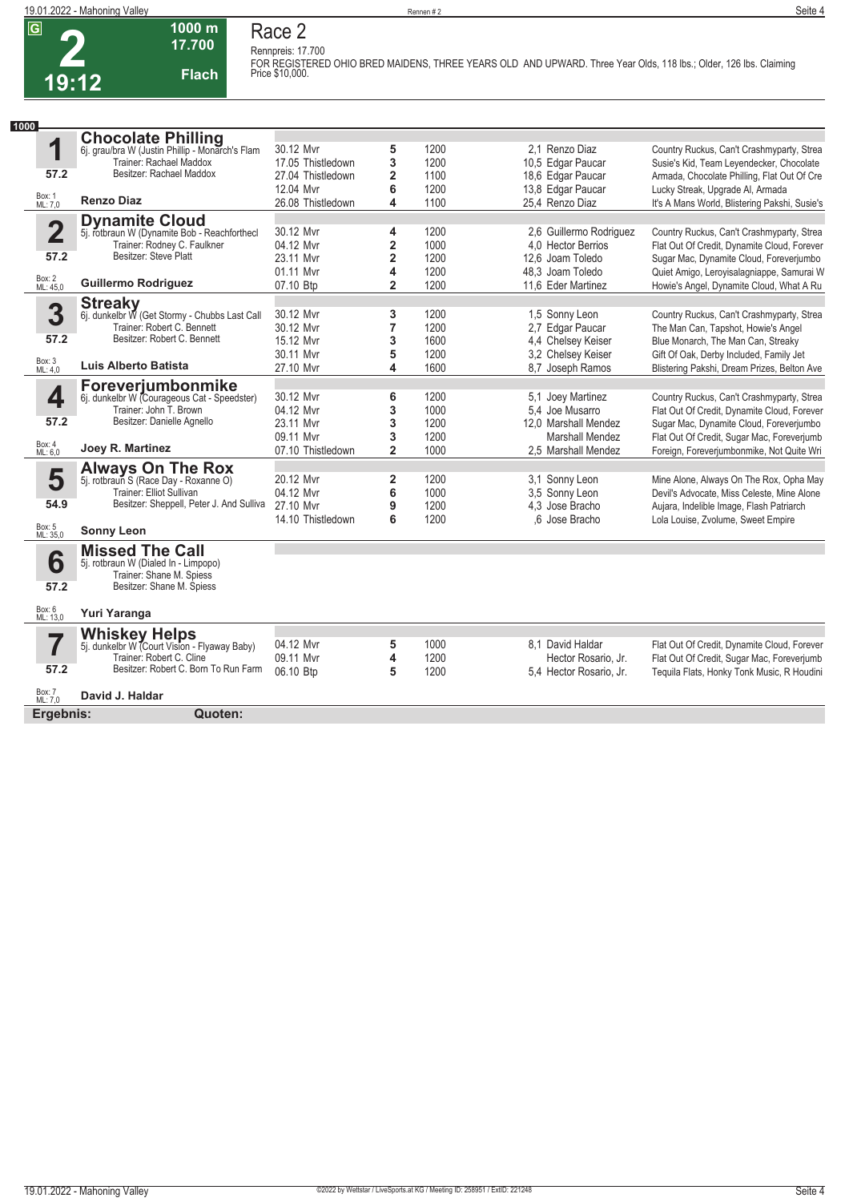G

# 2

19:12

1000 m
17.700
Flach

## Race 2

Rennpreis: 17.700

FOR REGISTERED OHIO BRED MAIDENS, THREE YEARS OLD AND UPWARD. Three Year Olds, 118 lbs.; Older, 126 lbs. Claiming Price $10,000.

1000

### 1 Chocolate Philling

6j. grau/bra W (Justin Phillip - Monarch's Flam
Trainer: Rachael Maddox
Besitzer: Rachael Maddox
57.2
Box: 1
ML: 7,0
**Renzo Diaz**

| Datum | Bahn | Platz | Distanz | Quote | Jockey | Ersten |
|---|---|---|---|---|---|---|
| 30.12 | Mvr | 5 | 1200 | 2,1 | Renzo Diaz | Country Ruckus, Can't Crashmyparty, Strea |
| 17.05 | Thistledown | 3 | 1200 | 10,5 | Edgar Paucar | Susie's Kid, Team Leyendecker, Chocolate |
| 27.04 | Thistledown | 2 | 1100 | 18,6 | Edgar Paucar | Armada, Chocolate Philling, Flat Out Of Cre |
| 12.04 | Mvr | 6 | 1200 | 13,8 | Edgar Paucar | Lucky Streak, Upgrade Al, Armada |
| 26.08 | Thistledown | 4 | 1100 | 25,4 | Renzo Diaz | It's A Mans World, Blistering Pakshi, Susie's |

### 2 Dynamite Cloud

5j. rotbraun W (Dynamite Bob - Reachforthecl
Trainer: Rodney C. Faulkner
Besitzer: Steve Platt
57.2
Box: 2
ML: 45,0
**Guillermo Rodriguez**

| Datum | Bahn | Platz | Distanz | Quote | Jockey | Ersten |
|---|---|---|---|---|---|---|
| 30.12 | Mvr | 4 | 1200 | 2,6 | Guillermo Rodriguez | Country Ruckus, Can't Crashmyparty, Strea |
| 04.12 | Mvr | 2 | 1000 | 4,0 | Hector Berrios | Flat Out Of Credit, Dynamite Cloud, Forever |
| 23.11 | Mvr | 2 | 1200 | 12,6 | Joam Toledo | Sugar Mac, Dynamite Cloud, Foreverjumbo |
| 01.11 | Mvr | 4 | 1200 | 48,3 | Joam Toledo | Quiet Amigo, Leroyisalagniappe, Samurai W |
| 07.10 | Btp | 2 | 1200 | 11,6 | Eder Martinez | Howie's Angel, Dynamite Cloud, What A Ru |

### 3 Streaky

6j. dunkelbr W (Get Stormy - Chubbs Last Call
Trainer: Robert C. Bennett
Besitzer: Robert C. Bennett
57.2
Box: 3
ML: 4,0
**Luis Alberto Batista**

| Datum | Bahn | Platz | Distanz | Quote | Jockey | Ersten |
|---|---|---|---|---|---|---|
| 30.12 | Mvr | 3 | 1200 | 1,5 | Sonny Leon | Country Ruckus, Can't Crashmyparty, Strea |
| 30.12 | Mvr | 7 | 1200 | 2,7 | Edgar Paucar | The Man Can, Tapshot, Howie's Angel |
| 15.12 | Mvr | 3 | 1600 | 4,4 | Chelsey Keiser | Blue Monarch, The Man Can, Streaky |
| 30.11 | Mvr | 5 | 1200 | 3,2 | Chelsey Keiser | Gift Of Oak, Derby Included, Family Jet |
| 27.10 | Mvr | 4 | 1600 | 8,7 | Joseph Ramos | Blistering Pakshi, Dream Prizes, Belton Ave |

### 4 Foreverjumbonmike

6j. dunkelbr W (Courageous Cat - Speedster)
Trainer: John T. Brown
Besitzer: Danielle Agnello
57.2
Box: 4
ML: 6,0
**Joey R. Martinez**

| Datum | Bahn | Platz | Distanz | Quote | Jockey | Ersten |
|---|---|---|---|---|---|---|
| 30.12 | Mvr | 6 | 1200 | 5,1 | Joey Martinez | Country Ruckus, Can't Crashmyparty, Strea |
| 04.12 | Mvr | 3 | 1000 | 5,4 | Joe Musarro | Flat Out Of Credit, Dynamite Cloud, Forever |
| 23.11 | Mvr | 3 | 1200 | 12,0 | Marshall Mendez | Sugar Mac, Dynamite Cloud, Foreverjumbo |
| 09.11 | Mvr | 3 | 1200 | | Marshall Mendez | Flat Out Of Credit, Sugar Mac, Foreverjumb |
| 07.10 | Thistledown | 2 | 1000 | 2,5 | Marshall Mendez | Foreign, Foreverjumbonmike, Not Quite Wri |

### 5 Always On The Rox

5j. rotbraun S (Race Day - Roxanne O)
Trainer: Elliot Sullivan
Besitzer: Sheppell, Peter J. And Sulliva
54.9
Box: 5
ML: 35,0
**Sonny Leon**

| Datum | Bahn | Platz | Distanz | Quote | Jockey | Ersten |
|---|---|---|---|---|---|---|
| 20.12 | Mvr | 2 | 1200 | 3,1 | Sonny Leon | Mine Alone, Always On The Rox, Opha May |
| 04.12 | Mvr | 6 | 1000 | 3,5 | Sonny Leon | Devil's Advocate, Miss Celeste, Mine Alone |
| 27.10 | Mvr | 9 | 1200 | 4,3 | Jose Bracho | Aujara, Indelible Image, Flash Patriarch |
| 14.10 | Thistledown | 6 | 1200 | ,6 | Jose Bracho | Lola Louise, Zvolume, Sweet Empire |

### 6 Missed The Call

5j. rotbraun W (Dialed In - Limpopo)
Trainer: Shane M. Spiess
Besitzer: Shane M. Spiess
57.2
Box: 6
ML: 13,0
**Yuri Yaranga**

### 7 Whiskey Helps

5j. dunkelbr W (Court Vision - Flyaway Baby)
Trainer: Robert C. Cline
Besitzer: Robert C. Born To Run Farm
57.2
Box: 7
ML: 7,0
**David J. Haldar**

| Datum | Bahn | Platz | Distanz | Quote | Jockey | Ersten |
|---|---|---|---|---|---|---|
| 04.12 | Mvr | 5 | 1000 | 8,1 | David Haldar | Flat Out Of Credit, Dynamite Cloud, Forever |
| 09.11 | Mvr | 4 | 1200 | | Hector Rosario, Jr. | Flat Out Of Credit, Sugar Mac, Foreverjumb |
| 06.10 | Btp | 5 | 1200 | 5,4 | Hector Rosario, Jr. | Tequila Flats, Honky Tonk Music, R Houdini |

**Ergebnis:** **Quoten:**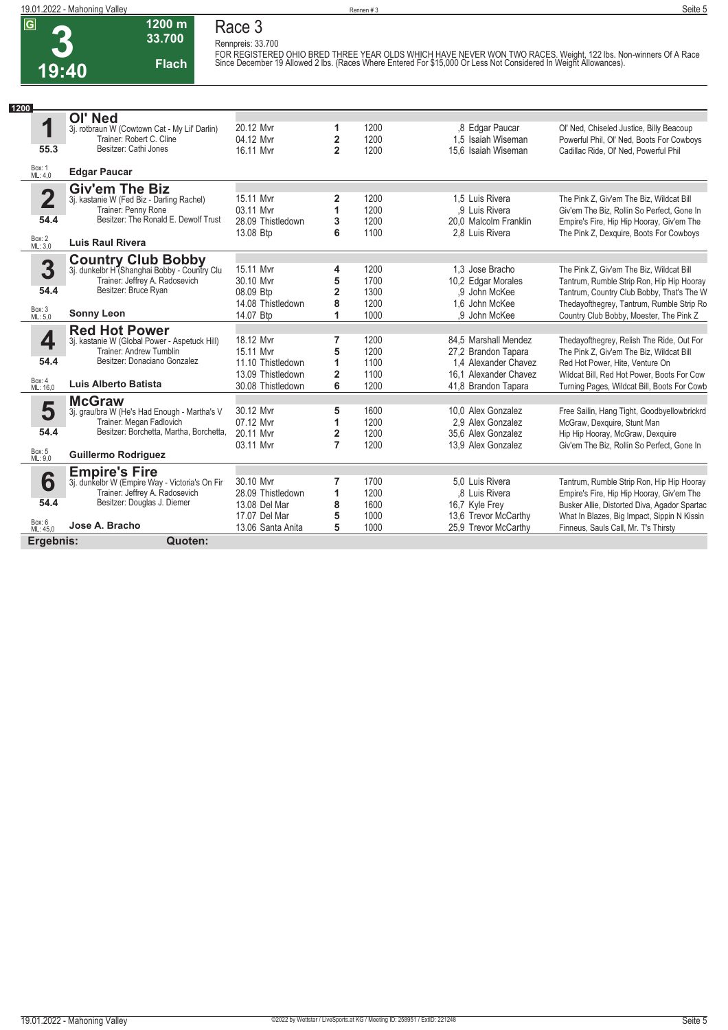# Race 3

**3** — 19:40 — 1200 m — 33.700 — Flach

Rennpreis: 33.700

FOR REGISTERED OHIO BRED THREE YEAR OLDS WHICH HAVE NEVER WON TWO RACES. Weight, 122 lbs. Non-winners Of A Race Since December 19 Allowed 2 lbs. (Races Where Entered For $15,000 Or Less Not Considered In Weight Allowances).

**1200**

| Nr. | Pferd | Datum/Bahn | Platz | Distanz | Quote/Jockey | Einlauf |
|---|---|---|---|---|---|---|
| **1** | **Ol' Ned** | 20.12 Mvr | 1 | 1200 | ,8 Edgar Paucar | Ol' Ned, Chiseled Justice, Billy Beacoup |
| | 3j. rotbraun W (Cowtown Cat - My Lil' Darlin) | 04.12 Mvr | 2 | 1200 | 1,5 Isaiah Wiseman | Powerful Phil, Ol' Ned, Boots For Cowboys |
| | Trainer: Robert C. Cline | 16.11 Mvr | 2 | 1200 | 15,6 Isaiah Wiseman | Cadillac Ride, Ol' Ned, Powerful Phil |
| 55.3 | Besitzer: Cathi Jones | | | | | |
| Box: 1 ML: 4,0 | **Edgar Paucar** | | | | | |
| **2** | **Giv'em The Biz** | 15.11 Mvr | 2 | 1200 | 1,5 Luis Rivera | The Pink Z, Giv'em The Biz, Wildcat Bill |
| | 3j. kastanie W (Fed Biz - Darling Rachel) | 03.11 Mvr | 1 | 1200 | ,9 Luis Rivera | Giv'em The Biz, Rollin So Perfect, Gone In |
| | Trainer: Penny Rone | 28.09 Thistledown | 3 | 1200 | 20,0 Malcolm Franklin | Empire's Fire, Hip Hip Hooray, Giv'em The |
| 54.4 | Besitzer: The Ronald E. Dewolf Trust | 13.08 Btp | 6 | 1100 | 2,8 Luis Rivera | The Pink Z, Dexquire, Boots For Cowboys |
| Box: 2 ML: 3,0 | **Luis Raul Rivera** | | | | | |
| **3** | **Country Club Bobby** | 15.11 Mvr | 4 | 1200 | 1,3 Jose Bracho | The Pink Z, Giv'em The Biz, Wildcat Bill |
| | 3j. dunkelbr H (Shanghai Bobby - Country Clu | 30.10 Mvr | 5 | 1700 | 10,2 Edgar Morales | Tantrum, Rumble Strip Ron, Hip Hip Hooray |
| | Trainer: Jeffrey A. Radosevich | 08.09 Btp | 2 | 1300 | ,9 John McKee | Tantrum, Country Club Bobby, That's The W |
| 54.4 | Besitzer: Bruce Ryan | 14.08 Thistledown | 8 | 1200 | 1,6 John McKee | Thedayofthegrey, Tantrum, Rumble Strip Ro |
| Box: 3 ML: 5,0 | **Sonny Leon** | 14.07 Btp | 1 | 1000 | ,9 John McKee | Country Club Bobby, Moester, The Pink Z |
| **4** | **Red Hot Power** | 18.12 Mvr | 7 | 1200 | 84,5 Marshall Mendez | Thedayofthegrey, Relish The Ride, Out For |
| | 3j. kastanie W (Global Power - Aspetuck Hill) | 15.11 Mvr | 5 | 1200 | 27,2 Brandon Tapara | The Pink Z, Giv'em The Biz, Wildcat Bill |
| | Trainer: Andrew Tumblin | 11.10 Thistledown | 1 | 1100 | 1,4 Alexander Chavez | Red Hot Power, Hite, Venture On |
| 54.4 | Besitzer: Donaciano Gonzalez | 13.09 Thistledown | 2 | 1100 | 16,1 Alexander Chavez | Wildcat Bill, Red Hot Power, Boots For Cow |
| Box: 4 ML: 16,0 | **Luis Alberto Batista** | 30.08 Thistledown | 6 | 1200 | 41,8 Brandon Tapara | Turning Pages, Wildcat Bill, Boots For Cowb |
| **5** | **McGraw** | 30.12 Mvr | 5 | 1600 | 10,0 Alex Gonzalez | Free Sailin, Hang Tight, Goodbyellowbrickrd |
| | 3j. grau/bra W (He's Had Enough - Martha's V | 07.12 Mvr | 1 | 1200 | 2,9 Alex Gonzalez | McGraw, Dexquire, Stunt Man |
| | Trainer: Megan Fadlovich | 20.11 Mvr | 2 | 1200 | 35,6 Alex Gonzalez | Hip Hip Hooray, McGraw, Dexquire |
| 54.4 | Besitzer: Borchetta, Martha, Borchetta, | 03.11 Mvr | 7 | 1200 | 13,9 Alex Gonzalez | Giv'em The Biz, Rollin So Perfect, Gone In |
| Box: 5 ML: 9,0 | **Guillermo Rodriguez** | | | | | |
| **6** | **Empire's Fire** | 30.10 Mvr | 7 | 1700 | 5,0 Luis Rivera | Tantrum, Rumble Strip Ron, Hip Hip Hooray |
| | 3j. dunkelbr W (Empire Way - Victoria's On Fir | 28.09 Thistledown | 1 | 1200 | ,8 Luis Rivera | Empire's Fire, Hip Hip Hooray, Giv'em The |
| | Trainer: Jeffrey A. Radosevich | 13.08 Del Mar | 8 | 1600 | 16,7 Kyle Frey | Busker Allie, Distorted Diva, Agador Spartac |
| 54.4 | Besitzer: Douglas J. Diemer | 17.07 Del Mar | 5 | 1000 | 13,6 Trevor McCarthy | What In Blazes, Big Impact, Sippin N Kissin |
| Box: 6 ML: 45,0 | **Jose A. Bracho** | 13.06 Santa Anita | 5 | 1000 | 25,9 Trevor McCarthy | Finneus, Sauls Call, Mr. T's Thirsty |

**Ergebnis:** **Quoten:**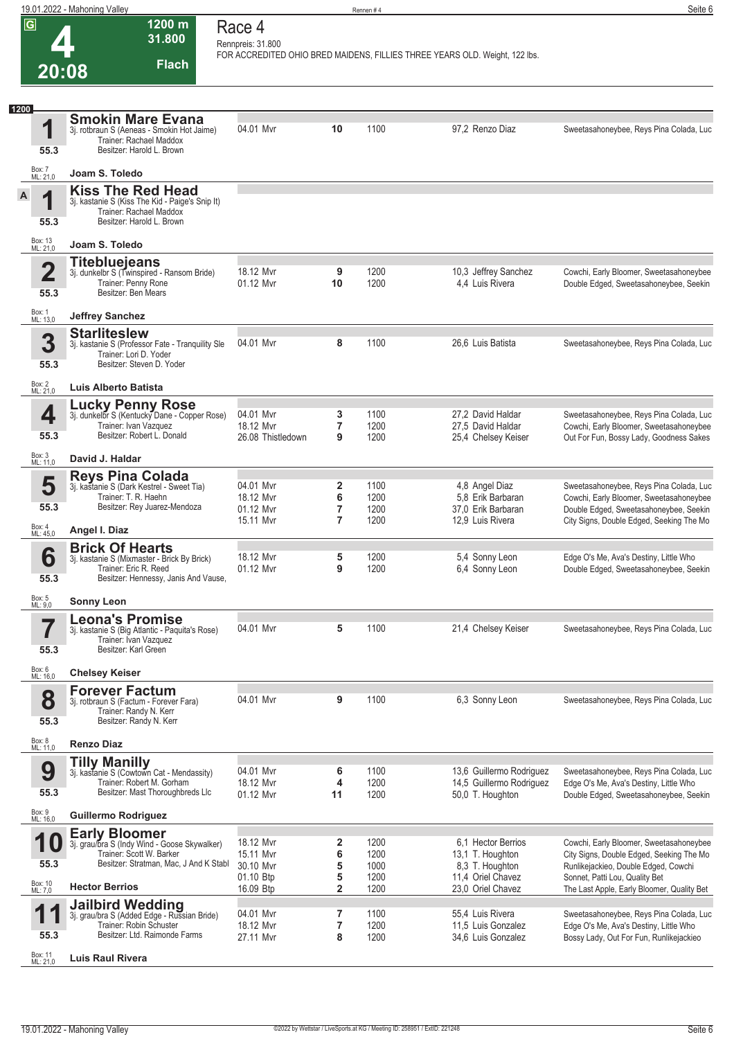# Race 4

**G** **4** **20:08** — 1200 m — 31.800 — Flach

Rennpreis: 31.800
FOR ACCREDITED OHIO BRED MAIDENS, FILLIES THREE YEARS OLD. Weight, 122 lbs.

**1200**

### 1 Smokin Mare Evana
3j. rotbraun S (Aeneas - Smokin Hot Jaime)
Trainer: Rachael Maddox
Besitzer: Harold L. Brown
55.3 — Box: 7 — ML: 21,0
**Joam S. Toledo**

| Datum | Bahn | Platz | Distanz | Quote / Jockey | Einlauf |
|---|---|---|---|---|---|
| 04.01 | Mvr | 10 | 1100 | 97,2 Renzo Diaz | Sweetasahoneybee, Reys Pina Colada, Luc |

### 1A Kiss The Red Head
3j. kastanie S (Kiss The Kid - Paige's Snip It)
Trainer: Rachael Maddox
Besitzer: Harold L. Brown
55.3 — Box: 13 — ML: 21,0
**Joam S. Toledo**

### 2 Titebluejeans
3j. dunkelbr S (Twinspired - Ransom Bride)
Trainer: Penny Rone
Besitzer: Ben Mears
55.3 — Box: 1 — ML: 13,0
**Jeffrey Sanchez**

| Datum | Bahn | Platz | Distanz | Quote / Jockey | Einlauf |
|---|---|---|---|---|---|
| 18.12 | Mvr | 9 | 1200 | 10,3 Jeffrey Sanchez | Cowchi, Early Bloomer, Sweetasahoneybee |
| 01.12 | Mvr | 10 | 1200 | 4,4 Luis Rivera | Double Edged, Sweetasahoneybee, Seekin |

### 3 Starliteslew
3j. kastanie S (Professor Fate - Tranquility Sle
Trainer: Lori D. Yoder
Besitzer: Steven D. Yoder
55.3 — Box: 2 — ML: 21,0
**Luis Alberto Batista**

| Datum | Bahn | Platz | Distanz | Quote / Jockey | Einlauf |
|---|---|---|---|---|---|
| 04.01 | Mvr | 8 | 1100 | 26,6 Luis Batista | Sweetasahoneybee, Reys Pina Colada, Luc |

### 4 Lucky Penny Rose
3j. dunkelbr S (Kentucky Dane - Copper Rose)
Trainer: Ivan Vazquez
Besitzer: Robert L. Donald
55.3 — Box: 3 — ML: 11,0
**David J. Haldar**

| Datum | Bahn | Platz | Distanz | Quote / Jockey | Einlauf |
|---|---|---|---|---|---|
| 04.01 | Mvr | 3 | 1100 | 27,2 David Haldar | Sweetasahoneybee, Reys Pina Colada, Luc |
| 18.12 | Mvr | 7 | 1200 | 27,5 David Haldar | Cowchi, Early Bloomer, Sweetasahoneybee |
| 26.08 | Thistledown | 9 | 1200 | 25,4 Chelsey Keiser | Out For Fun, Bossy Lady, Goodness Sakes |

### 5 Reys Pina Colada
3j. kastanie S (Dark Kestrel - Sweet Tia)
Trainer: T. R. Haehn
Besitzer: Rey Juarez-Mendoza
55.3 — Box: 4 — ML: 45,0
**Angel I. Diaz**

| Datum | Bahn | Platz | Distanz | Quote / Jockey | Einlauf |
|---|---|---|---|---|---|
| 04.01 | Mvr | 2 | 1100 | 4,8 Angel Diaz | Sweetasahoneybee, Reys Pina Colada, Luc |
| 18.12 | Mvr | 6 | 1200 | 5,8 Erik Barbaran | Cowchi, Early Bloomer, Sweetasahoneybee |
| 01.12 | Mvr | 7 | 1200 | 37,0 Erik Barbaran | Double Edged, Sweetasahoneybee, Seekin |
| 15.11 | Mvr | 7 | 1200 | 12,9 Luis Rivera | City Signs, Double Edged, Seeking The Mo |

### 6 Brick Of Hearts
3j. kastanie S (Mixmaster - Brick By Brick)
Trainer: Eric R. Reed
Besitzer: Hennessy, Janis And Vause,
55.3 — Box: 5 — ML: 9,0
**Sonny Leon**

| Datum | Bahn | Platz | Distanz | Quote / Jockey | Einlauf |
|---|---|---|---|---|---|
| 18.12 | Mvr | 5 | 1200 | 5,4 Sonny Leon | Edge O's Me, Ava's Destiny, Little Who |
| 01.12 | Mvr | 9 | 1200 | 6,4 Sonny Leon | Double Edged, Sweetasahoneybee, Seekin |

### 7 Leona's Promise
3j. kastanie S (Big Atlantic - Paquita's Rose)
Trainer: Ivan Vazquez
Besitzer: Karl Green
55.3 — Box: 6 — ML: 16,0
**Chelsey Keiser**

| Datum | Bahn | Platz | Distanz | Quote / Jockey | Einlauf |
|---|---|---|---|---|---|
| 04.01 | Mvr | 5 | 1100 | 21,4 Chelsey Keiser | Sweetasahoneybee, Reys Pina Colada, Luc |

### 8 Forever Factum
3j. rotbraun S (Factum - Forever Fara)
Trainer: Randy N. Kerr
Besitzer: Randy N. Kerr
55.3 — Box: 8 — ML: 11,0
**Renzo Diaz**

| Datum | Bahn | Platz | Distanz | Quote / Jockey | Einlauf |
|---|---|---|---|---|---|
| 04.01 | Mvr | 9 | 1100 | 6,3 Sonny Leon | Sweetasahoneybee, Reys Pina Colada, Luc |

### 9 Tilly Manilly
3j. kastanie S (Cowtown Cat - Mendassity)
Trainer: Robert M. Gorham
Besitzer: Mast Thoroughbreds Llc
55.3 — Box: 9 — ML: 16,0
**Guillermo Rodriguez**

| Datum | Bahn | Platz | Distanz | Quote / Jockey | Einlauf |
|---|---|---|---|---|---|
| 04.01 | Mvr | 6 | 1100 | 13,6 Guillermo Rodriguez | Sweetasahoneybee, Reys Pina Colada, Luc |
| 18.12 | Mvr | 4 | 1200 | 14,5 Guillermo Rodriguez | Edge O's Me, Ava's Destiny, Little Who |
| 01.12 | Mvr | 11 | 1200 | 50,0 T. Houghton | Double Edged, Sweetasahoneybee, Seekin |

### 10 Early Bloomer
3j. grau/bra S (Indy Wind - Goose Skywalker)
Trainer: Scott W. Barker
Besitzer: Stratman, Mac, J And K Stabl
55.3 — Box: 10 — ML: 7,0
**Hector Berrios**

| Datum | Bahn | Platz | Distanz | Quote / Jockey | Einlauf |
|---|---|---|---|---|---|
| 18.12 | Mvr | 2 | 1200 | 6,1 Hector Berrios | Cowchi, Early Bloomer, Sweetasahoneybee |
| 15.11 | Mvr | 6 | 1200 | 13,1 T. Houghton | City Signs, Double Edged, Seeking The Mo |
| 30.10 | Mvr | 5 | 1000 | 8,3 T. Houghton | Runlikejackieo, Double Edged, Cowchi |
| 01.10 | Btp | 5 | 1200 | 11,4 Oriel Chavez | Sonnet, Patti Lou, Quality Bet |
| 16.09 | Btp | 2 | 1200 | 23,0 Oriel Chavez | The Last Apple, Early Bloomer, Quality Bet |

### 11 Jailbird Wedding
3j. grau/bra S (Added Edge - Russian Bride)
Trainer: Robin Schuster
Besitzer: Ltd. Raimonde Farms
55.3 — Box: 11 — ML: 21,0
**Luis Raul Rivera**

| Datum | Bahn | Platz | Distanz | Quote / Jockey | Einlauf |
|---|---|---|---|---|---|
| 04.01 | Mvr | 7 | 1100 | 55,4 Luis Rivera | Sweetasahoneybee, Reys Pina Colada, Luc |
| 18.12 | Mvr | 7 | 1200 | 11,5 Luis Gonzalez | Edge O's Me, Ava's Destiny, Little Who |
| 27.11 | Mvr | 8 | 1200 | 34,6 Luis Gonzalez | Bossy Lady, Out For Fun, Runlikejackieo |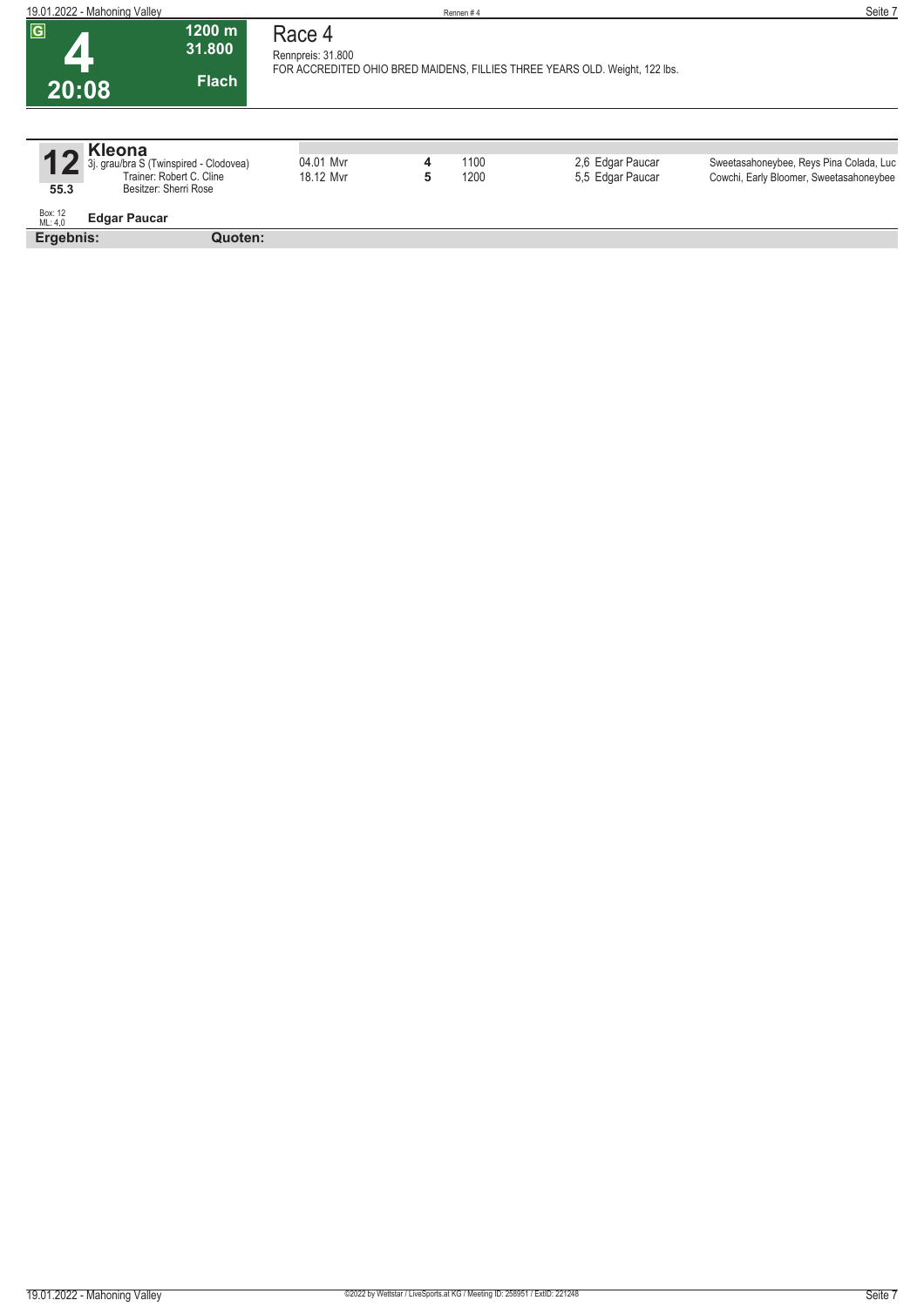**G**

# 4

**20:08**

**1200 m**
**31.800**
**Flach**

## Race 4

Rennpreis: 31.800
FOR ACCREDITED OHIO BRED MAIDENS, FILLIES THREE YEARS OLD. Weight, 122 lbs.

**12** **Kleona**
3j. grau/bra S (Twinspired - Clodovea)
Trainer: Robert C. Cline
Besitzer: Sherri Rose
**55.3**
Box: 12
ML: 4,0
**Edgar Paucar**

| Datum | Platz | Distanz | Quote / Jockey | Einlauf |
|---|---|---|---|---|
| 04.01 Mvr | **4** | 1100 | 2,6 Edgar Paucar | Sweetasahoneybee, Reys Pina Colada, Luc |
| 18.12 Mvr | **5** | 1200 | 5,5 Edgar Paucar | Cowchi, Early Bloomer, Sweetasahoneybee |

**Ergebnis:** **Quoten:**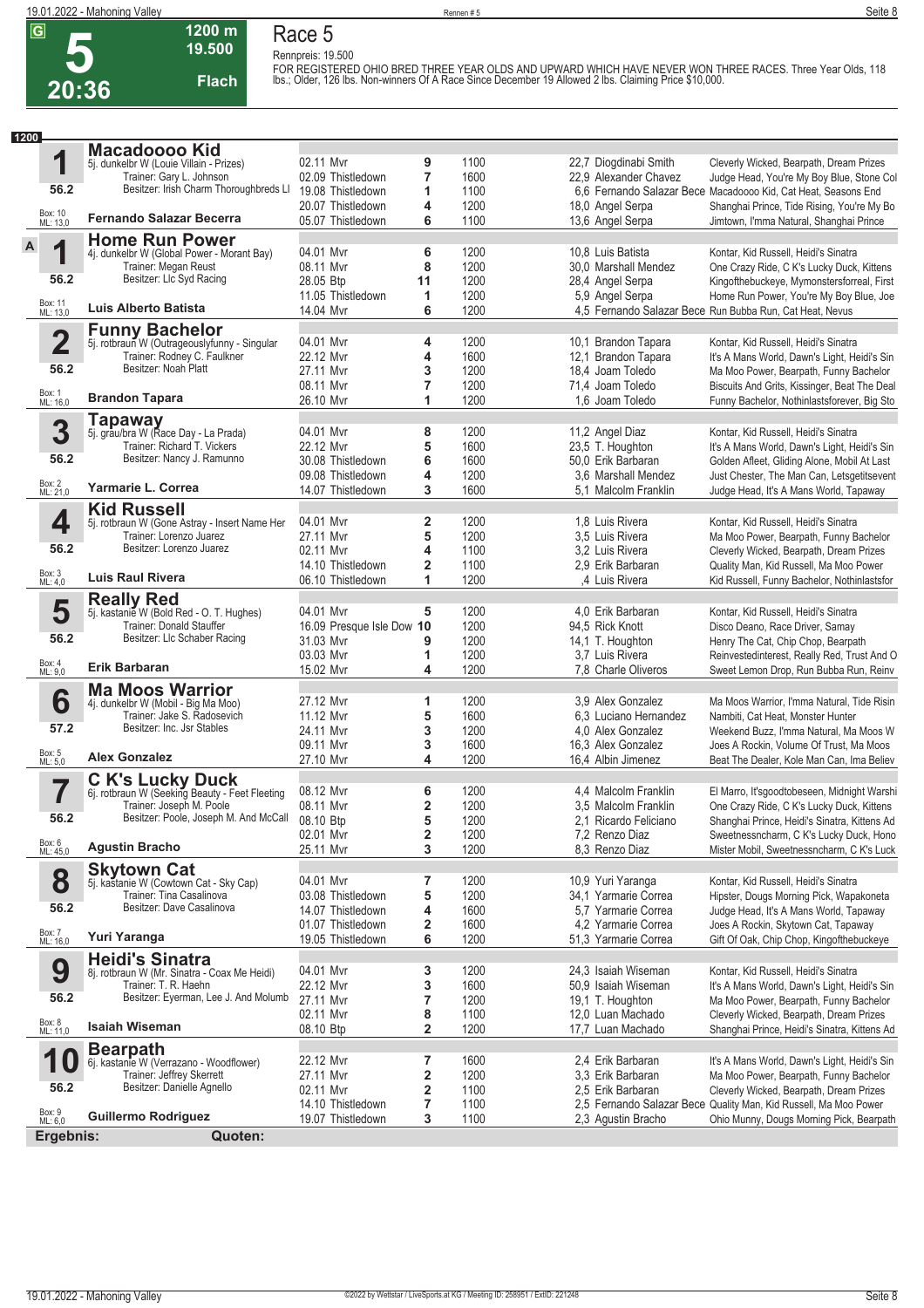# Race 5

**5** — 20:36 — 1200 m — 19.500 — Flach

Rennpreis: 19.500

FOR REGISTERED OHIO BRED THREE YEAR OLDS AND UPWARD WHICH HAVE NEVER WON THREE RACES. Three Year Olds, 118 lbs.; Older, 126 lbs. Non-winners Of A Race Since December 19 Allowed 2 lbs. Claiming Price $10,000.

1200

## 1 Macadoooo Kid
5j. dunkelbr W (Louie Villain - Prizes)
Trainer: Gary L. Johnson
Besitzer: Irish Charm Thoroughbreds Ll
56.2 — Box: 10 — ML: 13,0
**Fernando Salazar Becerra**

| Datum | Bahn | Pl. | Distanz | Quote | Jockey | Einlauf |
|---|---|---|---|---|---|---|
| 02.11 | Mvr | 9 | 1100 | 22,7 | Diogdinabi Smith | Cleverly Wicked, Bearpath, Dream Prizes |
| 02.09 | Thistledown | 7 | 1600 | 22,9 | Alexander Chavez | Judge Head, You're My Boy Blue, Stone Col |
| 19.08 | Thistledown | 1 | 1100 | 6,6 | Fernando Salazar Bece | Macadoooo Kid, Cat Heat, Seasons End |
| 20.07 | Thistledown | 4 | 1200 | 18,0 | Angel Serpa | Shanghai Prince, Tide Rising, You're My Bo |
| 05.07 | Thistledown | 6 | 1100 | 13,6 | Angel Serpa | Jimtown, I'mma Natural, Shanghai Prince |

## 1A Home Run Power
4j. dunkelbr W (Global Power - Morant Bay)
Trainer: Megan Reust
Besitzer: Llc Syd Racing
56.2 — Box: 11 — ML: 13,0
**Luis Alberto Batista**

| Datum | Bahn | Pl. | Distanz | Quote | Jockey | Einlauf |
|---|---|---|---|---|---|---|
| 04.01 | Mvr | 6 | 1200 | 10,8 | Luis Batista | Kontar, Kid Russell, Heidi's Sinatra |
| 08.11 | Mvr | 8 | 1200 | 30,0 | Marshall Mendez | One Crazy Ride, C K's Lucky Duck, Kittens |
| 28.05 | Btp | 11 | 1200 | 28,4 | Angel Serpa | Kingofthebuckeye, Mymonstersforreal, First |
| 11.05 | Thistledown | 1 | 1200 | 5,9 | Angel Serpa | Home Run Power, You're My Boy Blue, Joe |
| 14.04 | Mvr | 6 | 1200 | 4,5 | Fernando Salazar Bece | Run Bubba Run, Cat Heat, Nevus |

## 2 Funny Bachelor
5j. rotbraun W (Outrageouslyfunny - Singular
Trainer: Rodney C. Faulkner
Besitzer: Noah Platt
56.2 — Box: 1 — ML: 16,0
**Brandon Tapara**

| Datum | Bahn | Pl. | Distanz | Quote | Jockey | Einlauf |
|---|---|---|---|---|---|---|
| 04.01 | Mvr | 4 | 1200 | 10,1 | Brandon Tapara | Kontar, Kid Russell, Heidi's Sinatra |
| 22.12 | Mvr | 4 | 1600 | 12,1 | Brandon Tapara | It's A Mans World, Dawn's Light, Heidi's Sin |
| 27.11 | Mvr | 3 | 1200 | 18,4 | Joam Toledo | Ma Moo Power, Bearpath, Funny Bachelor |
| 08.11 | Mvr | 7 | 1200 | 71,4 | Joam Toledo | Biscuits And Grits, Kissinger, Beat The Deal |
| 26.10 | Mvr | 1 | 1200 | 1,6 | Joam Toledo | Funny Bachelor, Nothinlastsforever, Big Sto |

## 3 Tapaway
5j. grau/bra W (Race Day - La Prada)
Trainer: Richard T. Vickers
Besitzer: Nancy J. Ramunno
56.2 — Box: 2 — ML: 21,0
**Yarmarie L. Correa**

| Datum | Bahn | Pl. | Distanz | Quote | Jockey | Einlauf |
|---|---|---|---|---|---|---|
| 04.01 | Mvr | 8 | 1200 | 11,2 | Angel Diaz | Kontar, Kid Russell, Heidi's Sinatra |
| 22.12 | Mvr | 5 | 1600 | 23,5 | T. Houghton | It's A Mans World, Dawn's Light, Heidi's Sin |
| 30.08 | Thistledown | 6 | 1600 | 50,0 | Erik Barbaran | Golden Afleet, Gliding Alone, Mobil At Last |
| 09.08 | Thistledown | 4 | 1200 | 3,6 | Marshall Mendez | Just Chester, The Man Can, Letsgetitsevent |
| 14.07 | Thistledown | 3 | 1600 | 5,1 | Malcolm Franklin | Judge Head, It's A Mans World, Tapaway |

## 4 Kid Russell
5j. rotbraun W (Gone Astray - Insert Name Her
Trainer: Lorenzo Juarez
Besitzer: Lorenzo Juarez
56.2 — Box: 3 — ML: 4,0
**Luis Raul Rivera**

| Datum | Bahn | Pl. | Distanz | Quote | Jockey | Einlauf |
|---|---|---|---|---|---|---|
| 04.01 | Mvr | 2 | 1200 | 1,8 | Luis Rivera | Kontar, Kid Russell, Heidi's Sinatra |
| 27.11 | Mvr | 5 | 1200 | 3,5 | Luis Rivera | Ma Moo Power, Bearpath, Funny Bachelor |
| 02.11 | Mvr | 4 | 1100 | 3,2 | Luis Rivera | Cleverly Wicked, Bearpath, Dream Prizes |
| 14.10 | Thistledown | 2 | 1100 | 2,9 | Erik Barbaran | Quality Man, Kid Russell, Ma Moo Power |
| 06.10 | Thistledown | 1 | 1200 | ,4 | Luis Rivera | Kid Russell, Funny Bachelor, Nothinlastsfor |

## 5 Really Red
5j. kastanie W (Bold Red - O. T. Hughes)
Trainer: Donald Stauffer
Besitzer: Llc Schaber Racing
56.2 — Box: 4 — ML: 9,0
**Erik Barbaran**

| Datum | Bahn | Pl. | Distanz | Quote | Jockey | Einlauf |
|---|---|---|---|---|---|---|
| 04.01 | Mvr | 5 | 1200 | 4,0 | Erik Barbaran | Kontar, Kid Russell, Heidi's Sinatra |
| 16.09 | Presque Isle Dow | 10 | 1200 | 94,5 | Rick Knott | Disco Deano, Race Driver, Samay |
| 31.03 | Mvr | 9 | 1200 | 14,1 | T. Houghton | Henry The Cat, Chip Chop, Bearpath |
| 03.03 | Mvr | 1 | 1200 | 3,7 | Luis Rivera | Reinvestedinterest, Really Red, Trust And O |
| 15.02 | Mvr | 4 | 1200 | 7,8 | Charle Oliveros | Sweet Lemon Drop, Run Bubba Run, Reinv |

## 6 Ma Moos Warrior
4j. dunkelbr W (Mobil - Big Ma Moo)
Trainer: Jake S. Radosevich
Besitzer: Inc. Jsr Stables
57.2 — Box: 5 — ML: 5,0
**Alex Gonzalez**

| Datum | Bahn | Pl. | Distanz | Quote | Jockey | Einlauf |
|---|---|---|---|---|---|---|
| 27.12 | Mvr | 1 | 1200 | 3,9 | Alex Gonzalez | Ma Moos Warrior, I'mma Natural, Tide Risin |
| 11.12 | Mvr | 5 | 1600 | 6,3 | Luciano Hernandez | Nambiti, Cat Heat, Monster Hunter |
| 24.11 | Mvr | 3 | 1200 | 4,0 | Alex Gonzalez | Weekend Buzz, I'mma Natural, Ma Moos W |
| 09.11 | Mvr | 3 | 1600 | 16,3 | Alex Gonzalez | Joes A Rockin, Volume Of Trust, Ma Moos |
| 27.10 | Mvr | 4 | 1200 | 16,4 | Albin Jimenez | Beat The Dealer, Kole Man Can, Ima Believ |

## 7 C K's Lucky Duck
6j. rotbraun W (Seeking Beauty - Feet Fleeting
Trainer: Joseph M. Poole
Besitzer: Poole, Joseph M. And McCall
56.2 — Box: 6 — ML: 45,0
**Agustin Bracho**

| Datum | Bahn | Pl. | Distanz | Quote | Jockey | Einlauf |
|---|---|---|---|---|---|---|
| 08.12 | Mvr | 6 | 1200 | 4,4 | Malcolm Franklin | El Marro, It'sgoodtobeseen, Midnight Warshi |
| 08.11 | Mvr | 2 | 1200 | 3,5 | Malcolm Franklin | One Crazy Ride, C K's Lucky Duck, Kittens |
| 08.10 | Btp | 5 | 1200 | 2,1 | Ricardo Feliciano | Shanghai Prince, Heidi's Sinatra, Kittens Ad |
| 02.01 | Mvr | 2 | 1200 | 7,2 | Renzo Diaz | Sweetnessncharm, C K's Lucky Duck, Hono |
| 25.11 | Mvr | 3 | 1200 | 8,3 | Renzo Diaz | Mister Mobil, Sweetnessncharm, C K's Luck |

## 8 Skytown Cat
5j. kastanie W (Cowtown Cat - Sky Cap)
Trainer: Tina Casalinova
Besitzer: Dave Casalinova
56.2 — Box: 7 — ML: 16,0
**Yuri Yaranga**

| Datum | Bahn | Pl. | Distanz | Quote | Jockey | Einlauf |
|---|---|---|---|---|---|---|
| 04.01 | Mvr | 7 | 1200 | 10,9 | Yuri Yaranga | Kontar, Kid Russell, Heidi's Sinatra |
| 03.08 | Thistledown | 5 | 1200 | 34,1 | Yarmarie Correa | Hipster, Dougs Morning Pick, Wapakoneta |
| 14.07 | Thistledown | 4 | 1600 | 5,7 | Yarmarie Correa | Judge Head, It's A Mans World, Tapaway |
| 01.07 | Thistledown | 2 | 1600 | 4,2 | Yarmarie Correa | Joes A Rockin, Skytown Cat, Tapaway |
| 19.05 | Thistledown | 6 | 1200 | 51,3 | Yarmarie Correa | Gift Of Oak, Chip Chop, Kingofthebuckeye |

## 9 Heidi's Sinatra
8j. rotbraun W (Mr. Sinatra - Coax Me Heidi)
Trainer: T. R. Haehn
Besitzer: Eyerman, Lee J. And Molumb
56.2 — Box: 8 — ML: 11,0
**Isaiah Wiseman**

| Datum | Bahn | Pl. | Distanz | Quote | Jockey | Einlauf |
|---|---|---|---|---|---|---|
| 04.01 | Mvr | 3 | 1200 | 24,3 | Isaiah Wiseman | Kontar, Kid Russell, Heidi's Sinatra |
| 22.12 | Mvr | 3 | 1600 | 50,9 | Isaiah Wiseman | It's A Mans World, Dawn's Light, Heidi's Sin |
| 27.11 | Mvr | 7 | 1200 | 19,1 | T. Houghton | Ma Moo Power, Bearpath, Funny Bachelor |
| 02.11 | Mvr | 8 | 1100 | 12,0 | Luan Machado | Cleverly Wicked, Bearpath, Dream Prizes |
| 08.10 | Btp | 2 | 1200 | 17,7 | Luan Machado | Shanghai Prince, Heidi's Sinatra, Kittens Ad |

## 10 Bearpath
6j. kastanie W (Verrazano - Woodflower)
Trainer: Jeffrey Skerrett
Besitzer: Danielle Agnello
56.2 — Box: 9 — ML: 6,0
**Guillermo Rodriguez**

| Datum | Bahn | Pl. | Distanz | Quote | Jockey | Einlauf |
|---|---|---|---|---|---|---|
| 22.12 | Mvr | 7 | 1600 | 2,4 | Erik Barbaran | It's A Mans World, Dawn's Light, Heidi's Sin |
| 27.11 | Mvr | 2 | 1200 | 3,3 | Erik Barbaran | Ma Moo Power, Bearpath, Funny Bachelor |
| 02.11 | Mvr | 2 | 1100 | 2,5 | Erik Barbaran | Cleverly Wicked, Bearpath, Dream Prizes |
| 14.10 | Thistledown | 7 | 1100 | 2,5 | Fernando Salazar Bece | Quality Man, Kid Russell, Ma Moo Power |
| 19.07 | Thistledown | 3 | 1100 | 2,3 | Agustin Bracho | Ohio Munny, Dougs Morning Pick, Bearpath |

**Ergebnis:** **Quoten:**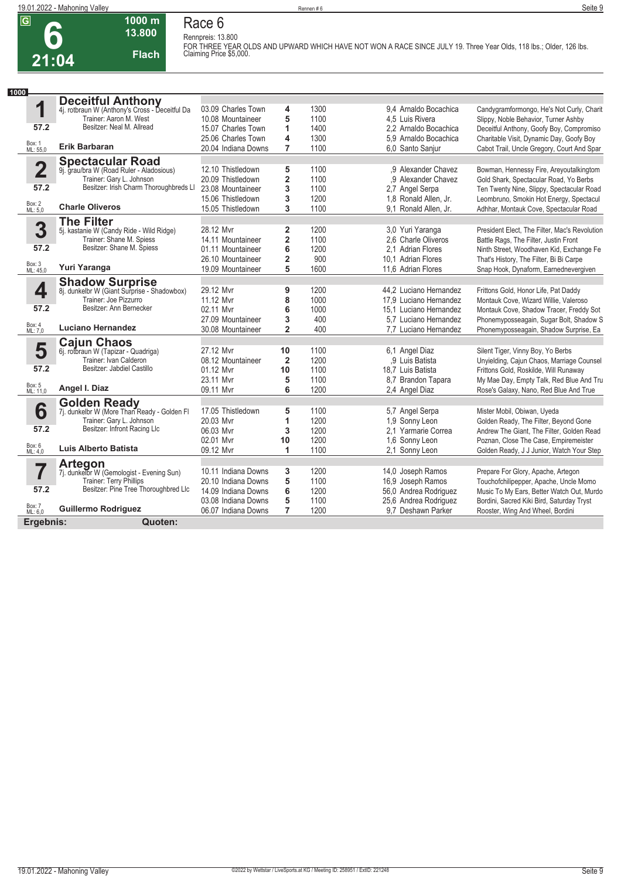# Race 6

**6** — 21:04 — 1000 m — 13.800 — Flach

Rennpreis: 13.800

FOR THREE YEAR OLDS AND UPWARD WHICH HAVE NOT WON A RACE SINCE JULY 19. Three Year Olds, 118 lbs.; Older, 126 lbs. Claiming Price $5,000.

**1000**

## 1 Deceitful Anthony

4j. rotbraun W (Anthony's Cross - Deceitful Da
Trainer: Aaron M. West
Besitzer: Neal M. Allread
57.2
Box: 1 ML: 55,0
**Erik Barbaran**

| Datum | Platz | Dist. | Quote | Jockey | Einlauf |
|---|---|---|---|---|---|
| 03.09 Charles Town | 4 | 1300 | 9,4 | Arnaldo Bocachica | Candygramformongo, He's Not Curly, Charit |
| 10.08 Mountaineer | 5 | 1100 | 4,5 | Luis Rivera | Slippy, Noble Behavior, Turner Ashby |
| 15.07 Charles Town | 1 | 1400 | 2,2 | Arnaldo Bocachica | Deceitful Anthony, Goofy Boy, Compromiso |
| 25.06 Charles Town | 4 | 1300 | 5,9 | Arnaldo Bocachica | Charitable Visit, Dynamic Day, Goofy Boy |
| 20.04 Indiana Downs | 7 | 1100 | 6,0 | Santo Sanjur | Cabot Trail, Uncle Gregory, Court And Spar |

## 2 Spectacular Road

9j. grau/bra W (Road Ruler - Aladosious)
Trainer: Gary L. Johnson
Besitzer: Irish Charm Thoroughbreds Ll
57.2
Box: 2 ML: 5,0
**Charle Oliveros**

| Datum | Platz | Dist. | Quote | Jockey | Einlauf |
|---|---|---|---|---|---|
| 12.10 Thistledown | 5 | 1100 | ,9 | Alexander Chavez | Bowman, Hennessy Fire, Areyoutalkingtom |
| 20.09 Thistledown | 2 | 1100 | ,9 | Alexander Chavez | Gold Shark, Spectacular Road, Yo Berbs |
| 23.08 Mountaineer | 3 | 1100 | 2,7 | Angel Serpa | Ten Twenty Nine, Slippy, Spectacular Road |
| 15.06 Thistledown | 3 | 1200 | 1,8 | Ronald Allen, Jr. | Leombruno, Smokin Hot Energy, Spectacul |
| 15.05 Thistledown | 3 | 1100 | 9,1 | Ronald Allen, Jr. | Adhhar, Montauk Cove, Spectacular Road |

## 3 The Filter

5j. kastanie W (Candy Ride - Wild Ridge)
Trainer: Shane M. Spiess
Besitzer: Shane M. Spiess
57.2
Box: 3 ML: 45,0
**Yuri Yaranga**

| Datum | Platz | Dist. | Quote | Jockey | Einlauf |
|---|---|---|---|---|---|
| 28.12 Mvr | 2 | 1200 | 3,0 | Yuri Yaranga | President Elect, The Filter, Mac's Revolution |
| 14.11 Mountaineer | 2 | 1100 | 2,6 | Charle Oliveros | Battle Rags, The Filter, Justin Front |
| 01.11 Mountaineer | 6 | 1200 | 2,1 | Adrian Flores | Ninth Street, Woodhaven Kid, Exchange Fe |
| 26.10 Mountaineer | 2 | 900 | 10,1 | Adrian Flores | That's History, The Filter, Bi Bi Carpe |
| 19.09 Mountaineer | 5 | 1600 | 11,6 | Adrian Flores | Snap Hook, Dynaform, Earnednevergiven |

## 4 Shadow Surprise

8j. dunkelbr W (Giant Surprise - Shadowbox)
Trainer: Joe Pizzurro
Besitzer: Ann Bernecker
57.2
Box: 4 ML: 7,0
**Luciano Hernandez**

| Datum | Platz | Dist. | Quote | Jockey | Einlauf |
|---|---|---|---|---|---|
| 29.12 Mvr | 9 | 1200 | 44,2 | Luciano Hernandez | Frittons Gold, Honor Life, Pat Daddy |
| 11.12 Mvr | 8 | 1000 | 17,9 | Luciano Hernandez | Montauk Cove, Wizard Willie, Valeroso |
| 02.11 Mvr | 6 | 1000 | 15,1 | Luciano Hernandez | Montauk Cove, Shadow Tracer, Freddy Sot |
| 27.09 Mountaineer | 3 | 400 | 5,7 | Luciano Hernandez | Phonemyposseagain, Sugar Bolt, Shadow S |
| 30.08 Mountaineer | 2 | 400 | 7,7 | Luciano Hernandez | Phonemyposseagain, Shadow Surprise, Ea |

## 5 Cajun Chaos

6j. rotbraun W (Tapizar - Quadriga)
Trainer: Ivan Calderon
Besitzer: Jabdiel Castillo
57.2
Box: 5 ML: 11,0
**Angel I. Diaz**

| Datum | Platz | Dist. | Quote | Jockey | Einlauf |
|---|---|---|---|---|---|
| 27.12 Mvr | 10 | 1100 | 6,1 | Angel Diaz | Silent Tiger, Vinny Boy, Yo Berbs |
| 08.12 Mountaineer | 2 | 1200 | ,9 | Luis Batista | Unyielding, Cajun Chaos, Marriage Counsel |
| 01.12 Mvr | 10 | 1100 | 18,7 | Luis Batista | Frittons Gold, Roskilde, Will Runaway |
| 23.11 Mvr | 5 | 1100 | 8,7 | Brandon Tapara | My Mae Day, Empty Talk, Red Blue And Tru |
| 09.11 Mvr | 6 | 1200 | 2,4 | Angel Diaz | Rose's Galaxy, Nano, Red Blue And True |

## 6 Golden Ready

7j. dunkelbr W (More Than Ready - Golden Fl
Trainer: Gary L. Johnson
Besitzer: Infront Racing Llc
57.2
Box: 6 ML: 4,0
**Luis Alberto Batista**

| Datum | Platz | Dist. | Quote | Jockey | Einlauf |
|---|---|---|---|---|---|
| 17.05 Thistledown | 5 | 1100 | 5,7 | Angel Serpa | Mister Mobil, Obiwan, Uyeda |
| 20.03 Mvr | 1 | 1200 | 1,9 | Sonny Leon | Golden Ready, The Filter, Beyond Gone |
| 06.03 Mvr | 3 | 1200 | 2,1 | Yarmarie Correa | Andrew The Giant, The Filter, Golden Read |
| 02.01 Mvr | 10 | 1200 | 1,6 | Sonny Leon | Poznan, Close The Case, Empiremeister |
| 09.12 Mvr | 1 | 1100 | 2,1 | Sonny Leon | Golden Ready, J J Junior, Watch Your Step |

## 7 Artegon

7j. dunkelbr W (Gemologist - Evening Sun)
Trainer: Terry Phillips
Besitzer: Pine Tree Thoroughbred Llc
57.2
Box: 7 ML: 6,0
**Guillermo Rodriguez**

| Datum | Platz | Dist. | Quote | Jockey | Einlauf |
|---|---|---|---|---|---|
| 10.11 Indiana Downs | 3 | 1200 | 14,0 | Joseph Ramos | Prepare For Glory, Apache, Artegon |
| 20.10 Indiana Downs | 5 | 1100 | 16,9 | Joseph Ramos | Touchofchilipepper, Apache, Uncle Momo |
| 14.09 Indiana Downs | 6 | 1200 | 56,0 | Andrea Rodriguez | Music To My Ears, Better Watch Out, Murdo |
| 03.08 Indiana Downs | 5 | 1100 | 25,6 | Andrea Rodriguez | Bordini, Sacred Kiki Bird, Saturday Tryst |
| 06.07 Indiana Downs | 7 | 1200 | 9,7 | Deshawn Parker | Rooster, Wing And Wheel, Bordini |

**Ergebnis:** **Quoten:**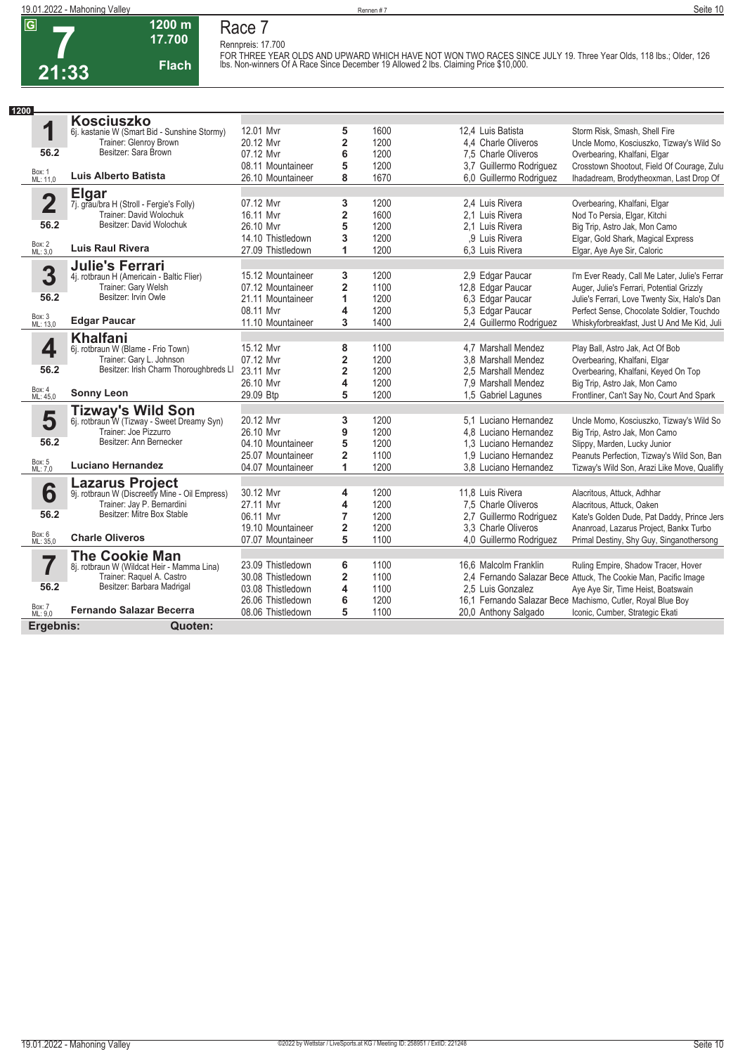G

# 7

21:33

1200 m
17.700
Flach

## Race 7

Rennpreis: 17.700

FOR THREE YEAR OLDS AND UPWARD WHICH HAVE NOT WON TWO RACES SINCE JULY 19. Three Year Olds, 118 lbs.; Older, 126 lbs. Non-winners Of A Race Since December 19 Allowed 2 lbs. Claiming Price $10,000.

1200

### 1 Kosciuszko
6j. kastanie W (Smart Bid - Sunshine Stormy)
Trainer: Glenroy Brown
Besitzer: Sara Brown
56.2
Box: 1 ML: 11,0
**Luis Alberto Batista**

| Datum | Bahn | Platz | Distanz | Quote / Jockey | Ergebnis |
|---|---|---|---|---|---|
| 12.01 | Mvr | 5 | 1600 | 12,4 Luis Batista | Storm Risk, Smash, Shell Fire |
| 20.12 | Mvr | 2 | 1200 | 4,4 Charle Oliveros | Uncle Momo, Kosciuszko, Tizway's Wild So |
| 07.12 | Mvr | 6 | 1200 | 7,5 Charle Oliveros | Overbearing, Khalfani, Elgar |
| 08.11 | Mountaineer | 5 | 1200 | 3,7 Guillermo Rodriguez | Crosstown Shootout, Field Of Courage, Zulu |
| 26.10 | Mountaineer | 8 | 1670 | 6,0 Guillermo Rodriguez | Ihadadream, Brodytheoxman, Last Drop Of |

### 2 Elgar
7j. grau/bra H (Stroll - Fergie's Folly)
Trainer: David Wolochuk
Besitzer: David Wolochuk
56.2
Box: 2 ML: 3,0
**Luis Raul Rivera**

| Datum | Bahn | Platz | Distanz | Quote / Jockey | Ergebnis |
|---|---|---|---|---|---|
| 07.12 | Mvr | 3 | 1200 | 2,4 Luis Rivera | Overbearing, Khalfani, Elgar |
| 16.11 | Mvr | 2 | 1600 | 2,1 Luis Rivera | Nod To Persia, Elgar, Kitchi |
| 26.10 | Mvr | 5 | 1200 | 2,1 Luis Rivera | Big Trip, Astro Jak, Mon Camo |
| 14.10 | Thistledown | 3 | 1200 | ,9 Luis Rivera | Elgar, Gold Shark, Magical Express |
| 27.09 | Thistledown | 1 | 1200 | 6,3 Luis Rivera | Elgar, Aye Aye Sir, Caloric |

### 3 Julie's Ferrari
4j. rotbraun H (Americain - Baltic Flier)
Trainer: Gary Welsh
Besitzer: Irvin Owle
56.2
Box: 3 ML: 13,0
**Edgar Paucar**

| Datum | Bahn | Platz | Distanz | Quote / Jockey | Ergebnis |
|---|---|---|---|---|---|
| 15.12 | Mountaineer | 3 | 1200 | 2,9 Edgar Paucar | I'm Ever Ready, Call Me Later, Julie's Ferrar |
| 07.12 | Mountaineer | 2 | 1100 | 12,8 Edgar Paucar | Auger, Julie's Ferrari, Potential Grizzly |
| 21.11 | Mountaineer | 1 | 1200 | 6,3 Edgar Paucar | Julie's Ferrari, Love Twenty Six, Halo's Dan |
| 08.11 | Mvr | 4 | 1200 | 5,3 Edgar Paucar | Perfect Sense, Chocolate Soldier, Touchdo |
| 11.10 | Mountaineer | 3 | 1400 | 2,4 Guillermo Rodriguez | Whiskyforbreakfast, Just U And Me Kid, Juli |

### 4 Khalfani
6j. rotbraun W (Blame - Frio Town)
Trainer: Gary L. Johnson
Besitzer: Irish Charm Thoroughbreds Ll
56.2
Box: 4 ML: 45,0
**Sonny Leon**

| Datum | Bahn | Platz | Distanz | Quote / Jockey | Ergebnis |
|---|---|---|---|---|---|
| 15.12 | Mvr | 8 | 1100 | 4,7 Marshall Mendez | Play Ball, Astro Jak, Act Of Bob |
| 07.12 | Mvr | 2 | 1200 | 3,8 Marshall Mendez | Overbearing, Khalfani, Elgar |
| 23.11 | Mvr | 2 | 1200 | 2,5 Marshall Mendez | Overbearing, Khalfani, Keyed On Top |
| 26.10 | Mvr | 4 | 1200 | 7,9 Marshall Mendez | Big Trip, Astro Jak, Mon Camo |
| 29.09 | Btp | 5 | 1200 | 1,5 Gabriel Lagunes | Frontliner, Can't Say No, Court And Spark |

### 5 Tizway's Wild Son
6j. rotbraun W (Tizway - Sweet Dreamy Syn)
Trainer: Joe Pizzurro
Besitzer: Ann Bernecker
56.2
Box: 5 ML: 7,0
**Luciano Hernandez**

| Datum | Bahn | Platz | Distanz | Quote / Jockey | Ergebnis |
|---|---|---|---|---|---|
| 20.12 | Mvr | 3 | 1200 | 5,1 Luciano Hernandez | Uncle Momo, Kosciuszko, Tizway's Wild So |
| 26.10 | Mvr | 9 | 1200 | 4,8 Luciano Hernandez | Big Trip, Astro Jak, Mon Camo |
| 04.10 | Mountaineer | 5 | 1200 | 1,3 Luciano Hernandez | Slippy, Marden, Lucky Junior |
| 25.07 | Mountaineer | 2 | 1100 | 1,9 Luciano Hernandez | Peanuts Perfection, Tizway's Wild Son, Ban |
| 04.07 | Mountaineer | 1 | 1200 | 3,8 Luciano Hernandez | Tizway's Wild Son, Arazi Like Move, Qualifly |

### 6 Lazarus Project
9j. rotbraun W (Discreetly Mine - Oil Empress)
Trainer: Jay P. Bernardini
Besitzer: Mitre Box Stable
56.2
Box: 6 ML: 35,0
**Charle Oliveros**

| Datum | Bahn | Platz | Distanz | Quote / Jockey | Ergebnis |
|---|---|---|---|---|---|
| 30.12 | Mvr | 4 | 1200 | 11,8 Luis Rivera | Alacritous, Attuck, Adhhar |
| 27.11 | Mvr | 4 | 1200 | 7,5 Charle Oliveros | Alacritous, Attuck, Oaken |
| 06.11 | Mvr | 7 | 1200 | 2,7 Guillermo Rodriguez | Kate's Golden Dude, Pat Daddy, Prince Jers |
| 19.10 | Mountaineer | 2 | 1200 | 3,3 Charle Oliveros | Ananroad, Lazarus Project, Bankx Turbo |
| 07.07 | Mountaineer | 5 | 1100 | 4,0 Guillermo Rodriguez | Primal Destiny, Shy Guy, Singanothersong |

### 7 The Cookie Man
8j. rotbraun W (Wildcat Heir - Mamma Lina)
Trainer: Raquel A. Castro
Besitzer: Barbara Madrigal
56.2
Box: 7 ML: 9,0
**Fernando Salazar Becerra**

| Datum | Bahn | Platz | Distanz | Quote / Jockey | Ergebnis |
|---|---|---|---|---|---|
| 23.09 | Thistledown | 6 | 1100 | 16,6 Malcolm Franklin | Ruling Empire, Shadow Tracer, Hover |
| 30.08 | Thistledown | 2 | 1100 | 2,4 Fernando Salazar Bece | Attuck, The Cookie Man, Pacific Image |
| 03.08 | Thistledown | 4 | 1100 | 2,5 Luis Gonzalez | Aye Aye Sir, Time Heist, Boatswain |
| 26.06 | Thistledown | 6 | 1200 | 16,1 Fernando Salazar Bece | Machismo, Cutler, Royal Blue Boy |
| 08.06 | Thistledown | 5 | 1100 | 20,0 Anthony Salgado | Iconic, Cumber, Strategic Ekati |

**Ergebnis:** **Quoten:**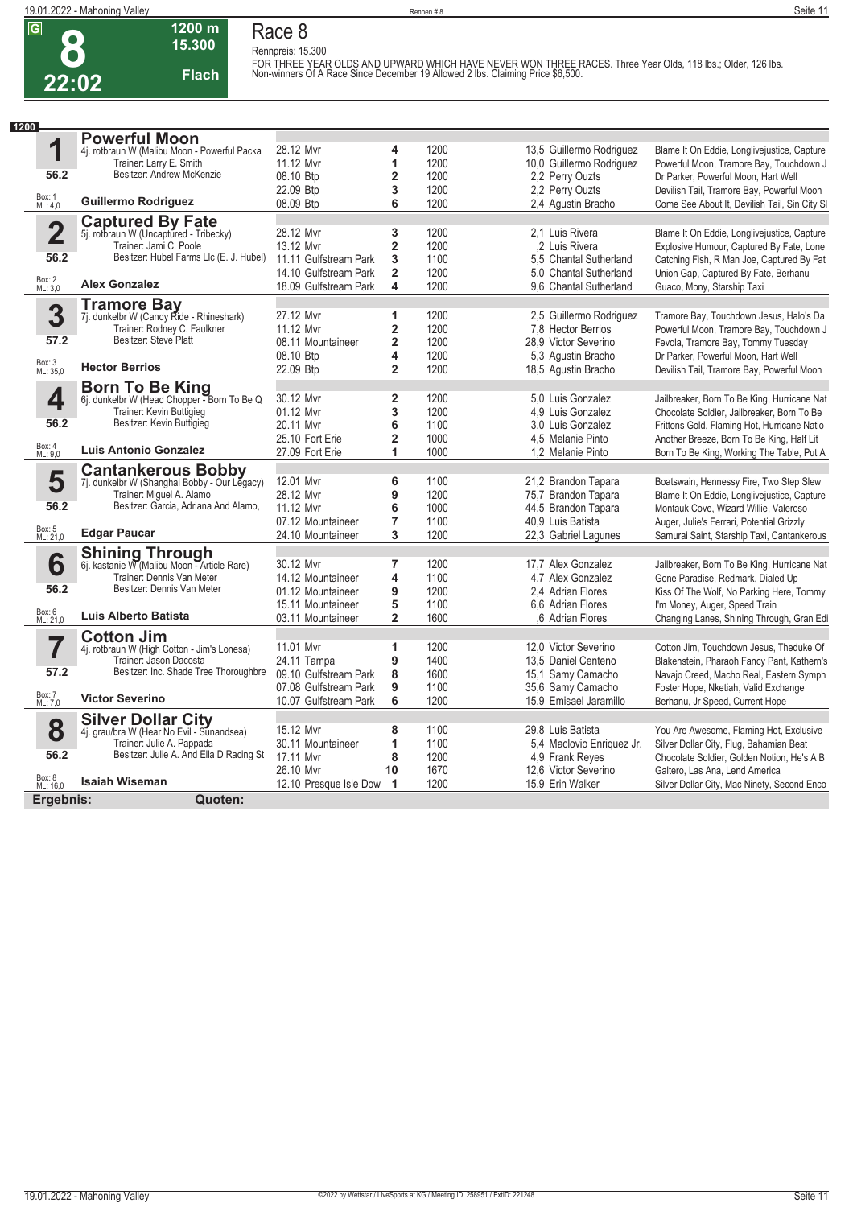G

# 8

**22:02**

**1200 m**
**15.300**
**Flach**

## Race 8

Rennpreis: 15.300

FOR THREE YEAR OLDS AND UPWARD WHICH HAVE NEVER WON THREE RACES. Three Year Olds, 118 lbs.; Older, 126 lbs. Non-winners Of A Race Since December 19 Allowed 2 lbs. Claiming Price $6,500.

**1200**

### 1 Powerful Moon
4j. rotbraun W (Malibu Moon - Powerful Packa
Trainer: Larry E. Smith
Besitzer: Andrew McKenzie
56.2
Box: 1 ML: 4,0
**Guillermo Rodriguez**

| Datum/Bahn | Platz | Distanz | Quote/Jockey | Einlauf |
|---|---|---|---|---|
| 28.12 Mvr | 4 | 1200 | 13,5 Guillermo Rodriguez | Blame It On Eddie, Longlivejustice, Capture |
| 11.12 Mvr | 1 | 1200 | 10,0 Guillermo Rodriguez | Powerful Moon, Tramore Bay, Touchdown J |
| 08.10 Btp | 2 | 1200 | 2,2 Perry Ouzts | Dr Parker, Powerful Moon, Hart Well |
| 22.09 Btp | 3 | 1200 | 2,2 Perry Ouzts | Devilish Tail, Tramore Bay, Powerful Moon |
| 08.09 Btp | 6 | 1200 | 2,4 Agustin Bracho | Come See About It, Devilish Tail, Sin City Sl |

### 2 Captured By Fate
5j. rotbraun W (Uncaptured - Tribecky)
Trainer: Jami C. Poole
Besitzer: Hubel Farms Llc (E. J. Hubel)
56.2
Box: 2 ML: 3,0
**Alex Gonzalez**

| Datum/Bahn | Platz | Distanz | Quote/Jockey | Einlauf |
|---|---|---|---|---|
| 28.12 Mvr | 3 | 1200 | 2,1 Luis Rivera | Blame It On Eddie, Longlivejustice, Capture |
| 13.12 Mvr | 2 | 1200 | ,2 Luis Rivera | Explosive Humour, Captured By Fate, Lone |
| 11.11 Gulfstream Park | 3 | 1100 | 5,5 Chantal Sutherland | Catching Fish, R Man Joe, Captured By Fat |
| 14.10 Gulfstream Park | 2 | 1200 | 5,0 Chantal Sutherland | Union Gap, Captured By Fate, Berhanu |
| 18.09 Gulfstream Park | 4 | 1200 | 9,6 Chantal Sutherland | Guaco, Mony, Starship Taxi |

### 3 Tramore Bay
7j. dunkelbr W (Candy Ride - Rhineshark)
Trainer: Rodney C. Faulkner
Besitzer: Steve Platt
57.2
Box: 3 ML: 35,0
**Hector Berrios**

| Datum/Bahn | Platz | Distanz | Quote/Jockey | Einlauf |
|---|---|---|---|---|
| 27.12 Mvr | 1 | 1200 | 2,5 Guillermo Rodriguez | Tramore Bay, Touchdown Jesus, Halo's Da |
| 11.12 Mvr | 2 | 1200 | 7,8 Hector Berrios | Powerful Moon, Tramore Bay, Touchdown J |
| 08.11 Mountaineer | 2 | 1200 | 28,9 Victor Severino | Fevola, Tramore Bay, Tommy Tuesday |
| 08.10 Btp | 4 | 1200 | 5,3 Agustin Bracho | Dr Parker, Powerful Moon, Hart Well |
| 22.09 Btp | 2 | 1200 | 18,5 Agustin Bracho | Devilish Tail, Tramore Bay, Powerful Moon |

### 4 Born To Be King
6j. dunkelbr W (Head Chopper - Born To Be Q
Trainer: Kevin Buttigieg
Besitzer: Kevin Buttigieg
56.2
Box: 4 ML: 9,0
**Luis Antonio Gonzalez**

| Datum/Bahn | Platz | Distanz | Quote/Jockey | Einlauf |
|---|---|---|---|---|
| 30.12 Mvr | 2 | 1200 | 5,0 Luis Gonzalez | Jailbreaker, Born To Be King, Hurricane Nat |
| 01.12 Mvr | 3 | 1200 | 4,9 Luis Gonzalez | Chocolate Soldier, Jailbreaker, Born To Be |
| 20.11 Mvr | 6 | 1100 | 3,0 Luis Gonzalez | Frittons Gold, Flaming Hot, Hurricane Natio |
| 25.10 Fort Erie | 2 | 1000 | 4,5 Melanie Pinto | Another Breeze, Born To Be King, Half Lit |
| 27.09 Fort Erie | 1 | 1000 | 1,2 Melanie Pinto | Born To Be King, Working The Table, Put A |

### 5 Cantankerous Bobby
7j. dunkelbr W (Shanghai Bobby - Our Legacy)
Trainer: Miguel A. Alamo
Besitzer: Garcia, Adriana And Alamo,
56.2
Box: 5 ML: 21,0
**Edgar Paucar**

| Datum/Bahn | Platz | Distanz | Quote/Jockey | Einlauf |
|---|---|---|---|---|
| 12.01 Mvr | 6 | 1100 | 21,2 Brandon Tapara | Boatswain, Hennessy Fire, Two Step Slew |
| 28.12 Mvr | 9 | 1200 | 75,7 Brandon Tapara | Blame It On Eddie, Longlivejustice, Capture |
| 11.12 Mvr | 6 | 1000 | 44,5 Brandon Tapara | Montauk Cove, Wizard Willie, Valeroso |
| 07.12 Mountaineer | 7 | 1100 | 40,9 Luis Batista | Auger, Julie's Ferrari, Potential Grizzly |
| 24.10 Mountaineer | 3 | 1200 | 22,3 Gabriel Lagunes | Samurai Saint, Starship Taxi, Cantankerous |

### 6 Shining Through
6j. kastanie W (Malibu Moon - Article Rare)
Trainer: Dennis Van Meter
Besitzer: Dennis Van Meter
56.2
Box: 6 ML: 21,0
**Luis Alberto Batista**

| Datum/Bahn | Platz | Distanz | Quote/Jockey | Einlauf |
|---|---|---|---|---|
| 30.12 Mvr | 7 | 1200 | 17,7 Alex Gonzalez | Jailbreaker, Born To Be King, Hurricane Nat |
| 14.12 Mountaineer | 4 | 1100 | 4,7 Alex Gonzalez | Gone Paradise, Redmark, Dialed Up |
| 01.12 Mountaineer | 9 | 1200 | 2,4 Adrian Flores | Kiss Of The Wolf, No Parking Here, Tommy |
| 15.11 Mountaineer | 5 | 1100 | 6,6 Adrian Flores | I'm Money, Auger, Speed Train |
| 03.11 Mountaineer | 2 | 1600 | ,6 Adrian Flores | Changing Lanes, Shining Through, Gran Edi |

### 7 Cotton Jim
4j. rotbraun W (High Cotton - Jim's Lonesa)
Trainer: Jason Dacosta
Besitzer: Inc. Shade Tree Thoroughbre
57.2
Box: 7 ML: 7,0
**Victor Severino**

| Datum/Bahn | Platz | Distanz | Quote/Jockey | Einlauf |
|---|---|---|---|---|
| 11.01 Mvr | 1 | 1200 | 12,0 Victor Severino | Cotton Jim, Touchdown Jesus, Theduke Of |
| 24.11 Tampa | 9 | 1400 | 13,5 Daniel Centeno | Blakenstein, Pharaoh Fancy Pant, Kathern's |
| 09.10 Gulfstream Park | 8 | 1600 | 15,1 Samy Camacho | Navajo Creed, Macho Real, Eastern Symph |
| 07.08 Gulfstream Park | 9 | 1100 | 35,6 Samy Camacho | Foster Hope, Nketiah, Valid Exchange |
| 10.07 Gulfstream Park | 6 | 1200 | 15,9 Emisael Jaramillo | Berhanu, Jr Speed, Current Hope |

### 8 Silver Dollar City
4j. grau/bra W (Hear No Evil - Sunandsea)
Trainer: Julie A. Pappada
Besitzer: Julie A. And Ella D Racing St
56.2
Box: 8 ML: 16,0
**Isaiah Wiseman**

| Datum/Bahn | Platz | Distanz | Quote/Jockey | Einlauf |
|---|---|---|---|---|
| 15.12 Mvr | 8 | 1100 | 29,8 Luis Batista | You Are Awesome, Flaming Hot, Exclusive |
| 30.11 Mountaineer | 1 | 1100 | 5,4 Maclovio Enriquez Jr. | Silver Dollar City, Flug, Bahamian Beat |
| 17.11 Mvr | 8 | 1200 | 4,9 Frank Reyes | Chocolate Soldier, Golden Notion, He's A B |
| 26.10 Mvr | 10 | 1670 | 12,6 Victor Severino | Galtero, Las Ana, Lend America |
| 12.10 Presque Isle Dow | 1 | 1200 | 15,9 Erin Walker | Silver Dollar City, Mac Ninety, Second Enco |

**Ergebnis:** **Quoten:**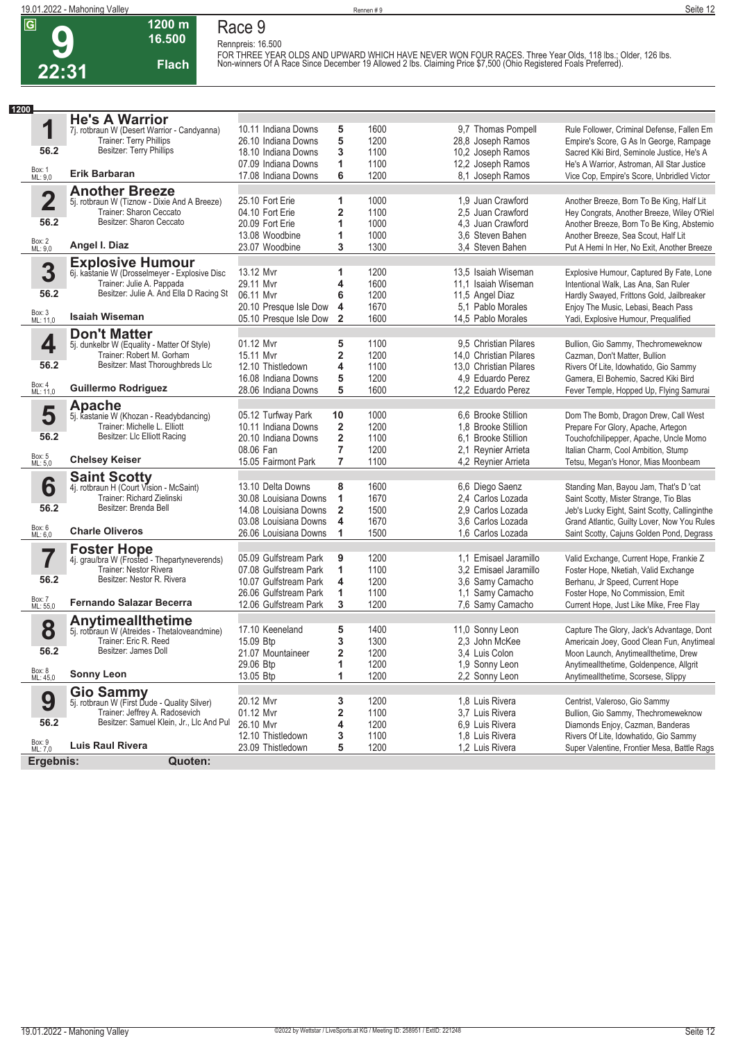G

# 9

22:31

1200 m
16.500
Flach

## Race 9

Rennpreis: 16.500
FOR THREE YEAR OLDS AND UPWARD WHICH HAVE NEVER WON FOUR RACES. Three Year Olds, 118 lbs.; Older, 126 lbs. Non-winners Of A Race Since December 19 Allowed 2 lbs. Claiming Price $7,500 (Ohio Registered Foals Preferred).

1200

| | | | | | | | |
|---|---|---|---|---|---|---|---|
| **1** | **He's A Warrior** 7j. rotbraun W (Desert Warrior - Candyanna) | 10.11 Indiana Downs | 5 | 1600 | 9,7 | Thomas Pompell | Rule Follower, Criminal Defense, Fallen Em |
| | Trainer: Terry Phillips | 26.10 Indiana Downs | 5 | 1200 | 28,8 | Joseph Ramos | Empire's Score, G As In George, Rampage |
| 56.2 | Besitzer: Terry Phillips | 18.10 Indiana Downs | 3 | 1100 | 10,2 | Joseph Ramos | Sacred Kiki Bird, Seminole Justice, He's A |
| Box: 1 ML: 9,0 | | 07.09 Indiana Downs | 1 | 1100 | 12,2 | Joseph Ramos | He's A Warrior, Astroman, All Star Justice |
| | **Erik Barbaran** | 17.08 Indiana Downs | 6 | 1200 | 8,1 | Joseph Ramos | Vice Cop, Empire's Score, Unbridled Victor |
| **2** | **Another Breeze** 5j. rotbraun W (Tiznow - Dixie And A Breeze) | 25.10 Fort Erie | 1 | 1000 | 1,9 | Juan Crawford | Another Breeze, Born To Be King, Half Lit |
| | Trainer: Sharon Ceccato | 04.10 Fort Erie | 2 | 1100 | 2,5 | Juan Crawford | Hey Congrats, Another Breeze, Wiley O'Riel |
| 56.2 | Besitzer: Sharon Ceccato | 20.09 Fort Erie | 1 | 1000 | 4,3 | Juan Crawford | Another Breeze, Born To Be King, Abstemio |
| Box: 2 ML: 9,0 | | 13.08 Woodbine | 1 | 1000 | 3,6 | Steven Bahen | Another Breeze, Sea Scout, Half Lit |
| | **Angel I. Diaz** | 23.07 Woodbine | 3 | 1300 | 3,4 | Steven Bahen | Put A Hemi In Her, No Exit, Another Breeze |
| **3** | **Explosive Humour** 6j. kastanie W (Drosselmeyer - Explosive Disc | 13.12 Mvr | 1 | 1200 | 13,5 | Isaiah Wiseman | Explosive Humour, Captured By Fate, Lone |
| | Trainer: Julie A. Pappada | 29.11 Mvr | 4 | 1600 | 11,1 | Isaiah Wiseman | Intentional Walk, Las Ana, San Ruler |
| 56.2 | Besitzer: Julie A. And Ella D Racing St | 06.11 Mvr | 6 | 1200 | 11,5 | Angel Diaz | Hardly Swayed, Frittons Gold, Jailbreaker |
| Box: 3 ML: 11,0 | | 20.10 Presque Isle Dow | 4 | 1670 | 5,1 | Pablo Morales | Enjoy The Music, Lebasi, Beach Pass |
| | **Isaiah Wiseman** | 05.10 Presque Isle Dow | 2 | 1600 | 14,5 | Pablo Morales | Yadi, Explosive Humour, Prequalified |
| **4** | **Don't Matter** 5j. dunkelbr W (Equality - Matter Of Style) | 01.12 Mvr | 5 | 1100 | 9,5 | Christian Pilares | Bullion, Gio Sammy, Thechromeweknow |
| | Trainer: Robert M. Gorham | 15.11 Mvr | 2 | 1200 | 14,0 | Christian Pilares | Cazman, Don't Matter, Bullion |
| 56.2 | Besitzer: Mast Thoroughbreds Llc | 12.10 Thistledown | 4 | 1100 | 13,0 | Christian Pilares | Rivers Of Lite, Idowhatido, Gio Sammy |
| Box: 4 ML: 11,0 | | 16.08 Indiana Downs | 5 | 1200 | 4,9 | Eduardo Perez | Gamera, El Bohemio, Sacred Kiki Bird |
| | **Guillermo Rodriguez** | 28.06 Indiana Downs | 5 | 1600 | 12,2 | Eduardo Perez | Fever Temple, Hopped Up, Flying Samurai |
| **5** | **Apache** 5j. kastanie W (Khozan - Readybdancing) | 05.12 Turfway Park | 10 | 1000 | 6,6 | Brooke Stillion | Dom The Bomb, Dragon Drew, Call West |
| | Trainer: Michelle L. Elliott | 10.11 Indiana Downs | 2 | 1200 | 1,8 | Brooke Stillion | Prepare For Glory, Apache, Artegon |
| 56.2 | Besitzer: Llc Elliott Racing | 20.10 Indiana Downs | 2 | 1100 | 6,1 | Brooke Stillion | Touchofchilipepper, Apache, Uncle Momo |
| Box: 5 ML: 5,0 | | 08.06 Fan | 7 | 1200 | 2,1 | Reynier Arrieta | Italian Charm, Cool Ambition, Stump |
| | **Chelsey Keiser** | 15.05 Fairmont Park | 7 | 1100 | 4,2 | Reynier Arrieta | Tetsu, Megan's Honor, Mias Moonbeam |
| **6** | **Saint Scotty** 4j. rotbraun H (Court Vision - McSaint) | 13.10 Delta Downs | 8 | 1600 | 6,6 | Diego Saenz | Standing Man, Bayou Jam, That's D 'cat |
| | Trainer: Richard Zielinski | 30.08 Louisiana Downs | 1 | 1670 | 2,4 | Carlos Lozada | Saint Scotty, Mister Strange, Tio Blas |
| 56.2 | Besitzer: Brenda Bell | 14.08 Louisiana Downs | 2 | 1500 | 2,9 | Carlos Lozada | Jeb's Lucky Eight, Saint Scotty, Callinginthe |
| Box: 6 ML: 6,0 | | 03.08 Louisiana Downs | 4 | 1670 | 3,6 | Carlos Lozada | Grand Atlantic, Guilty Lover, Now You Rules |
| | **Charle Oliveros** | 26.06 Louisiana Downs | 1 | 1500 | 1,6 | Carlos Lozada | Saint Scotty, Cajuns Golden Pond, Degrass |
| **7** | **Foster Hope** 4j. grau/bra W (Frosted - Thepartyneverends) | 05.09 Gulfstream Park | 9 | 1200 | 1,1 | Emisael Jaramillo | Valid Exchange, Current Hope, Frankie Z |
| | Trainer: Nestor Rivera | 07.08 Gulfstream Park | 1 | 1100 | 3,2 | Emisael Jaramillo | Foster Hope, Nketiah, Valid Exchange |
| 56.2 | Besitzer: Nestor R. Rivera | 10.07 Gulfstream Park | 4 | 1200 | 3,6 | Samy Camacho | Berhanu, Jr Speed, Current Hope |
| Box: 7 ML: 55,0 | | 26.06 Gulfstream Park | 1 | 1100 | 1,1 | Samy Camacho | Foster Hope, No Commission, Emit |
| | **Fernando Salazar Becerra** | 12.06 Gulfstream Park | 3 | 1200 | 7,6 | Samy Camacho | Current Hope, Just Like Mike, Free Flay |
| **8** | **Anytimeallthetime** 5j. rotbraun W (Atreides - Thetaloveandmine) | 17.10 Keeneland | 5 | 1400 | 11,0 | Sonny Leon | Capture The Glory, Jack's Advantage, Dont |
| | Trainer: Eric R. Reed | 15.09 Btp | 3 | 1300 | 2,3 | John McKee | Americain Joey, Good Clean Fun, Anytimeal |
| 56.2 | Besitzer: James Doll | 21.07 Mountaineer | 2 | 1200 | 3,4 | Luis Colon | Moon Launch, Anytimeallthetime, Drew |
| Box: 8 ML: 45,0 | | 29.06 Btp | 1 | 1200 | 1,9 | Sonny Leon | Anytimeallthetime, Goldenpence, Allgrit |
| | **Sonny Leon** | 13.05 Btp | 1 | 1200 | 2,2 | Sonny Leon | Anytimeallthetime, Scorsese, Slippy |
| **9** | **Gio Sammy** 5j. rotbraun W (First Dude - Quality Silver) | 20.12 Mvr | 3 | 1200 | 1,8 | Luis Rivera | Centrist, Valeroso, Gio Sammy |
| | Trainer: Jeffrey A. Radosevich | 01.12 Mvr | 2 | 1100 | 3,7 | Luis Rivera | Bullion, Gio Sammy, Thechromeweknow |
| 56.2 | Besitzer: Samuel Klein, Jr., Llc And Pul | 26.10 Mvr | 4 | 1200 | 6,9 | Luis Rivera | Diamonds Enjoy, Cazman, Banderas |
| Box: 9 ML: 7,0 | | 12.10 Thistledown | 3 | 1100 | 1,8 | Luis Rivera | Rivers Of Lite, Idowhatido, Gio Sammy |
| | **Luis Raul Rivera** | 23.09 Thistledown | 5 | 1200 | 1,2 | Luis Rivera | Super Valentine, Frontier Mesa, Battle Rags |

**Ergebnis:** **Quoten:**